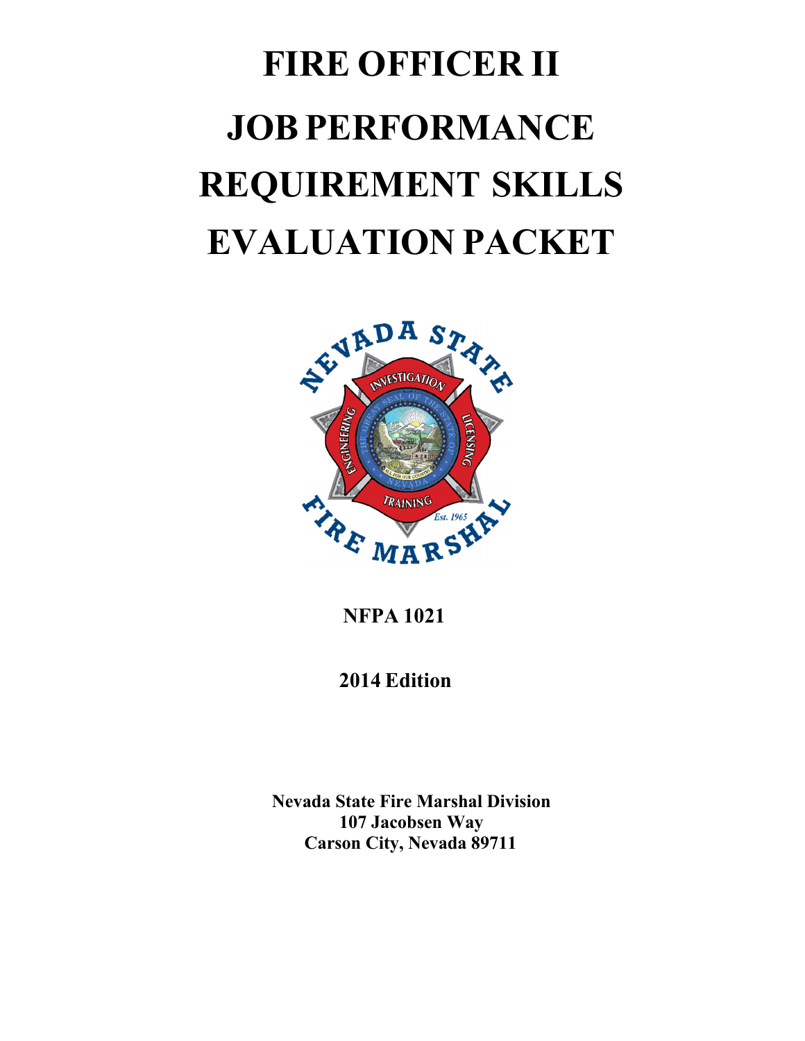# FIRE OFFICER II

# JOB PERFORMANCE REQUIREMENT SKILLS EVALUATION PACKET

**NFPA 1021**

**2014 Edition**

**Nevada State Fire Marshal Division**
**107 Jacobsen Way**
**Carson City, Nevada 89711**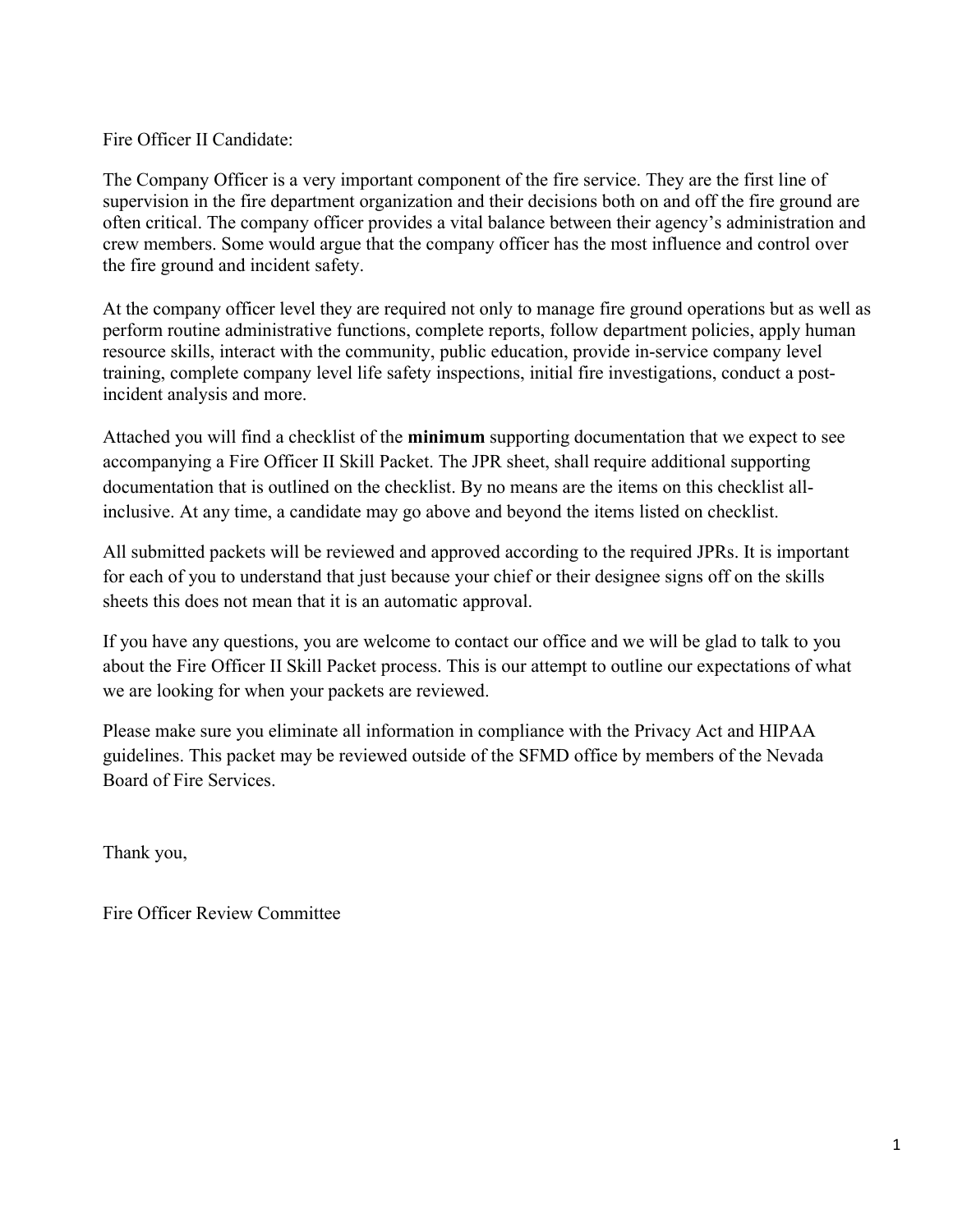Fire Officer II Candidate:

The Company Officer is a very important component of the fire service. They are the first line of supervision in the fire department organization and their decisions both on and off the fire ground are often critical. The company officer provides a vital balance between their agency's administration and crew members. Some would argue that the company officer has the most influence and control over the fire ground and incident safety.

At the company officer level they are required not only to manage fire ground operations but as well as perform routine administrative functions, complete reports, follow department policies, apply human resource skills, interact with the community, public education, provide in-service company level training, complete company level life safety inspections, initial fire investigations, conduct a post-incident analysis and more.

Attached you will find a checklist of the **minimum** supporting documentation that we expect to see accompanying a Fire Officer II Skill Packet. The JPR sheet, shall require additional supporting documentation that is outlined on the checklist. By no means are the items on this checklist all-inclusive. At any time, a candidate may go above and beyond the items listed on checklist.

All submitted packets will be reviewed and approved according to the required JPRs. It is important for each of you to understand that just because your chief or their designee signs off on the skills sheets this does not mean that it is an automatic approval.

If you have any questions, you are welcome to contact our office and we will be glad to talk to you about the Fire Officer II Skill Packet process. This is our attempt to outline our expectations of what we are looking for when your packets are reviewed.

Please make sure you eliminate all information in compliance with the Privacy Act and HIPAA guidelines. This packet may be reviewed outside of the SFMD office by members of the Nevada Board of Fire Services.

Thank you,

Fire Officer Review Committee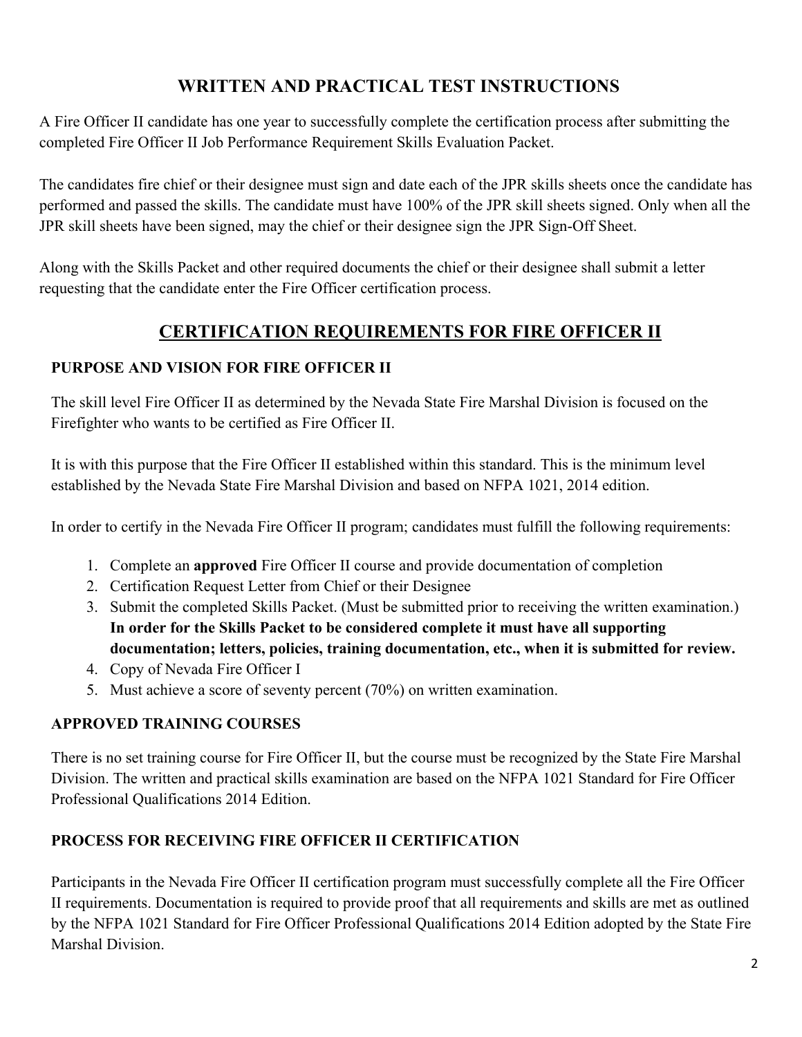# WRITTEN AND PRACTICAL TEST INSTRUCTIONS

A Fire Officer II candidate has one year to successfully complete the certification process after submitting the completed Fire Officer II Job Performance Requirement Skills Evaluation Packet.

The candidates fire chief or their designee must sign and date each of the JPR skills sheets once the candidate has performed and passed the skills. The candidate must have 100% of the JPR skill sheets signed. Only when all the JPR skill sheets have been signed, may the chief or their designee sign the JPR Sign-Off Sheet.

Along with the Skills Packet and other required documents the chief or their designee shall submit a letter requesting that the candidate enter the Fire Officer certification process.

# CERTIFICATION REQUIREMENTS FOR FIRE OFFICER II

### PURPOSE AND VISION FOR FIRE OFFICER II

The skill level Fire Officer II as determined by the Nevada State Fire Marshal Division is focused on the Firefighter who wants to be certified as Fire Officer II.

It is with this purpose that the Fire Officer II established within this standard. This is the minimum level established by the Nevada State Fire Marshal Division and based on NFPA 1021, 2014 edition.

In order to certify in the Nevada Fire Officer II program; candidates must fulfill the following requirements:

1. Complete an **approved** Fire Officer II course and provide documentation of completion
2. Certification Request Letter from Chief or their Designee
3. Submit the completed Skills Packet. (Must be submitted prior to receiving the written examination.) **In order for the Skills Packet to be considered complete it must have all supporting documentation; letters, policies, training documentation, etc., when it is submitted for review.**
4. Copy of Nevada Fire Officer I
5. Must achieve a score of seventy percent (70%) on written examination.

### APPROVED TRAINING COURSES

There is no set training course for Fire Officer II, but the course must be recognized by the State Fire Marshal Division. The written and practical skills examination are based on the NFPA 1021 Standard for Fire Officer Professional Qualifications 2014 Edition.

### PROCESS FOR RECEIVING FIRE OFFICER II CERTIFICATION

Participants in the Nevada Fire Officer II certification program must successfully complete all the Fire Officer II requirements. Documentation is required to provide proof that all requirements and skills are met as outlined by the NFPA 1021 Standard for Fire Officer Professional Qualifications 2014 Edition adopted by the State Fire Marshal Division.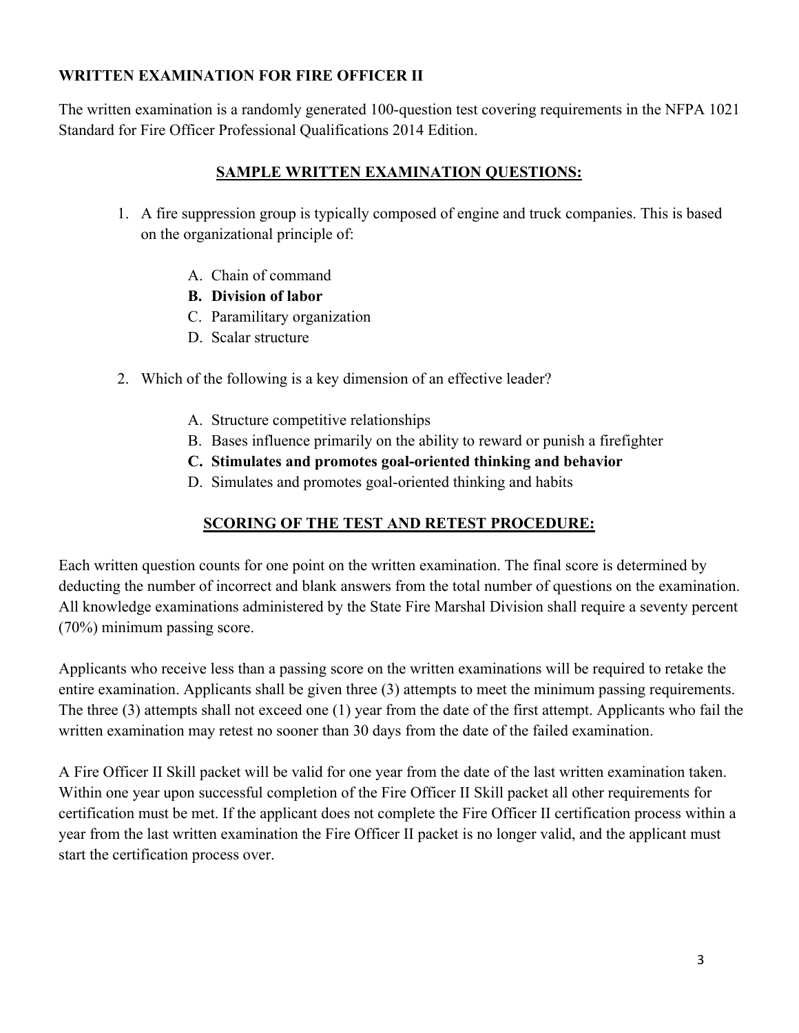**WRITTEN EXAMINATION FOR FIRE OFFICER II**

The written examination is a randomly generated 100-question test covering requirements in the NFPA 1021 Standard for Fire Officer Professional Qualifications 2014 Edition.

## SAMPLE WRITTEN EXAMINATION QUESTIONS:

1. A fire suppression group is typically composed of engine and truck companies. This is based on the organizational principle of:

    A. Chain of command
    **B. Division of labor**
    C. Paramilitary organization
    D. Scalar structure

2. Which of the following is a key dimension of an effective leader?

    A. Structure competitive relationships
    B. Bases influence primarily on the ability to reward or punish a firefighter
    **C. Stimulates and promotes goal-oriented thinking and behavior**
    D. Simulates and promotes goal-oriented thinking and habits

## SCORING OF THE TEST AND RETEST PROCEDURE:

Each written question counts for one point on the written examination. The final score is determined by deducting the number of incorrect and blank answers from the total number of questions on the examination. All knowledge examinations administered by the State Fire Marshal Division shall require a seventy percent (70%) minimum passing score.

Applicants who receive less than a passing score on the written examinations will be required to retake the entire examination. Applicants shall be given three (3) attempts to meet the minimum passing requirements. The three (3) attempts shall not exceed one (1) year from the date of the first attempt. Applicants who fail the written examination may retest no sooner than 30 days from the date of the failed examination.

A Fire Officer II Skill packet will be valid for one year from the date of the last written examination taken. Within one year upon successful completion of the Fire Officer II Skill packet all other requirements for certification must be met. If the applicant does not complete the Fire Officer II certification process within a year from the last written examination the Fire Officer II packet is no longer valid, and the applicant must start the certification process over.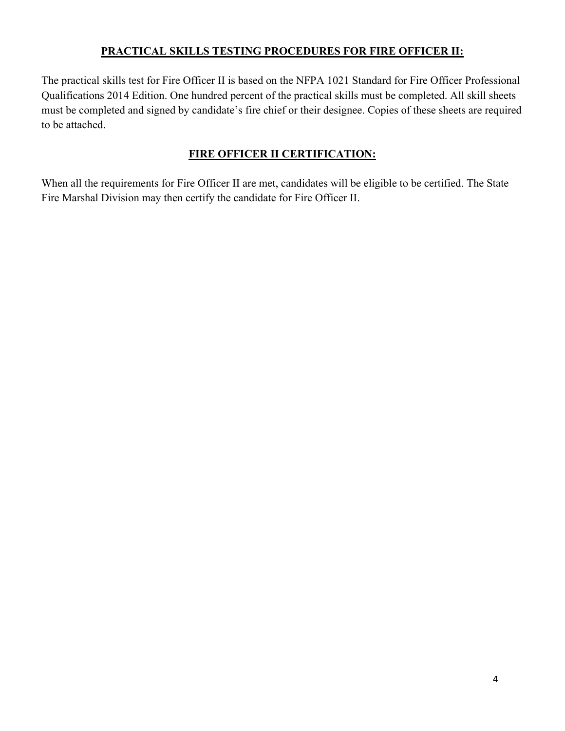## PRACTICAL SKILLS TESTING PROCEDURES FOR FIRE OFFICER II:

The practical skills test for Fire Officer II is based on the NFPA 1021 Standard for Fire Officer Professional Qualifications 2014 Edition. One hundred percent of the practical skills must be completed. All skill sheets must be completed and signed by candidate's fire chief or their designee. Copies of these sheets are required to be attached.

## FIRE OFFICER II CERTIFICATION:

When all the requirements for Fire Officer II are met, candidates will be eligible to be certified. The State Fire Marshal Division may then certify the candidate for Fire Officer II.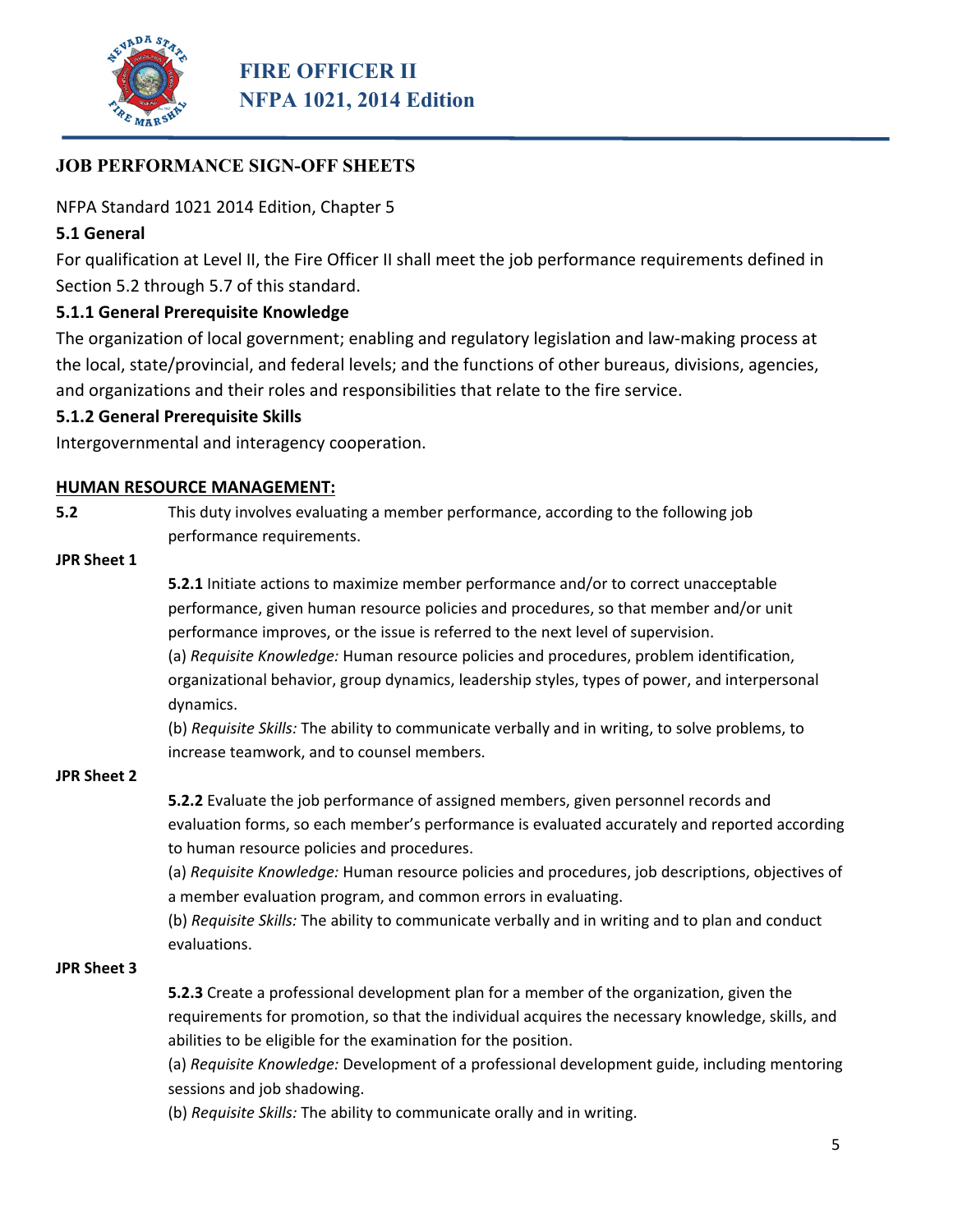# FIRE OFFICER II
# NFPA 1021, 2014 Edition

## JOB PERFORMANCE SIGN-OFF SHEETS

NFPA Standard 1021 2014 Edition, Chapter 5

### 5.1 General

For qualification at Level II, the Fire Officer II shall meet the job performance requirements defined in Section 5.2 through 5.7 of this standard.

### 5.1.1 General Prerequisite Knowledge

The organization of local government; enabling and regulatory legislation and law-making process at the local, state/provincial, and federal levels; and the functions of other bureaus, divisions, agencies, and organizations and their roles and responsibilities that relate to the fire service.

### 5.1.2 General Prerequisite Skills

Intergovernmental and interagency cooperation.

**HUMAN RESOURCE MANAGEMENT:**

**5.2** This duty involves evaluating a member performance, according to the following job performance requirements.

**JPR Sheet 1**

**5.2.1** Initiate actions to maximize member performance and/or to correct unacceptable performance, given human resource policies and procedures, so that member and/or unit performance improves, or the issue is referred to the next level of supervision.

(a) *Requisite Knowledge:* Human resource policies and procedures, problem identification, organizational behavior, group dynamics, leadership styles, types of power, and interpersonal dynamics.

(b) *Requisite Skills:* The ability to communicate verbally and in writing, to solve problems, to increase teamwork, and to counsel members.

**JPR Sheet 2**

**5.2.2** Evaluate the job performance of assigned members, given personnel records and evaluation forms, so each member's performance is evaluated accurately and reported according to human resource policies and procedures.

(a) *Requisite Knowledge:* Human resource policies and procedures, job descriptions, objectives of a member evaluation program, and common errors in evaluating.

(b) *Requisite Skills:* The ability to communicate verbally and in writing and to plan and conduct evaluations.

**JPR Sheet 3**

**5.2.3** Create a professional development plan for a member of the organization, given the requirements for promotion, so that the individual acquires the necessary knowledge, skills, and abilities to be eligible for the examination for the position.

(a) *Requisite Knowledge:* Development of a professional development guide, including mentoring sessions and job shadowing.

(b) *Requisite Skills:* The ability to communicate orally and in writing.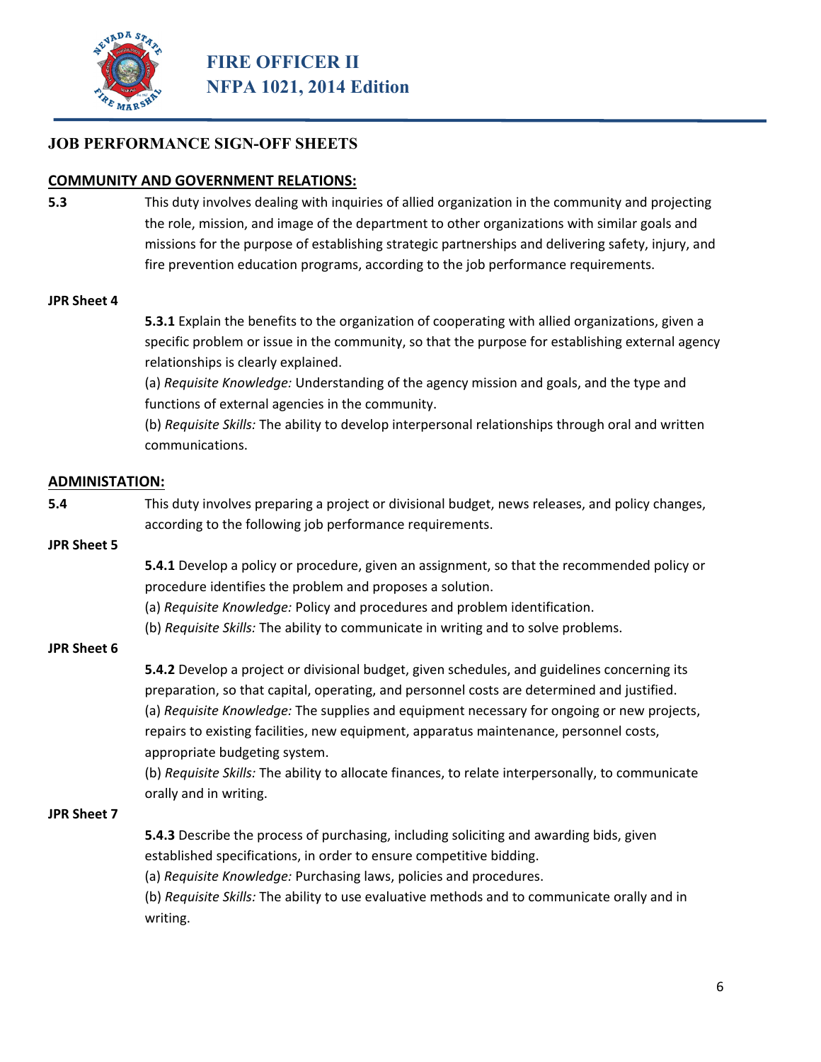# FIRE OFFICER II
# NFPA 1021, 2014 Edition

## JOB PERFORMANCE SIGN-OFF SHEETS

### COMMUNITY AND GOVERNMENT RELATIONS:

**5.3** This duty involves dealing with inquiries of allied organization in the community and projecting the role, mission, and image of the department to other organizations with similar goals and missions for the purpose of establishing strategic partnerships and delivering safety, injury, and fire prevention education programs, according to the job performance requirements.

**JPR Sheet 4**

**5.3.1** Explain the benefits to the organization of cooperating with allied organizations, given a specific problem or issue in the community, so that the purpose for establishing external agency relationships is clearly explained.

(a) *Requisite Knowledge:* Understanding of the agency mission and goals, and the type and functions of external agencies in the community.

(b) *Requisite Skills:* The ability to develop interpersonal relationships through oral and written communications.

### ADMINISTATION:

**5.4** This duty involves preparing a project or divisional budget, news releases, and policy changes, according to the following job performance requirements.

**JPR Sheet 5**

**5.4.1** Develop a policy or procedure, given an assignment, so that the recommended policy or procedure identifies the problem and proposes a solution.

(a) *Requisite Knowledge:* Policy and procedures and problem identification.

(b) *Requisite Skills:* The ability to communicate in writing and to solve problems.

**JPR Sheet 6**

**5.4.2** Develop a project or divisional budget, given schedules, and guidelines concerning its preparation, so that capital, operating, and personnel costs are determined and justified.

(a) *Requisite Knowledge:* The supplies and equipment necessary for ongoing or new projects, repairs to existing facilities, new equipment, apparatus maintenance, personnel costs, appropriate budgeting system.

(b) *Requisite Skills:* The ability to allocate finances, to relate interpersonally, to communicate orally and in writing.

**JPR Sheet 7**

**5.4.3** Describe the process of purchasing, including soliciting and awarding bids, given established specifications, in order to ensure competitive bidding.

(a) *Requisite Knowledge:* Purchasing laws, policies and procedures.

(b) *Requisite Skills:* The ability to use evaluative methods and to communicate orally and in writing.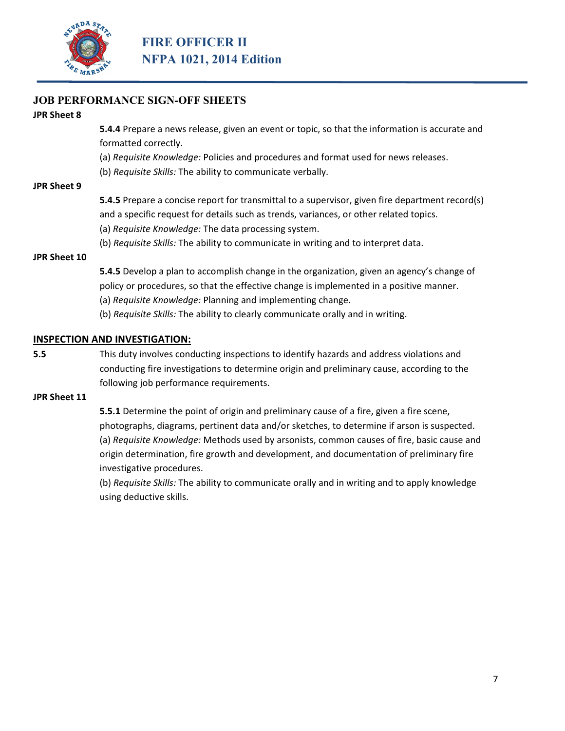## JOB PERFORMANCE SIGN-OFF SHEETS

**JPR Sheet 8**

**5.4.4** Prepare a news release, given an event or topic, so that the information is accurate and formatted correctly.

(a) *Requisite Knowledge:* Policies and procedures and format used for news releases.

(b) *Requisite Skills:* The ability to communicate verbally.

**JPR Sheet 9**

**5.4.5** Prepare a concise report for transmittal to a supervisor, given fire department record(s) and a specific request for details such as trends, variances, or other related topics.

(a) *Requisite Knowledge:* The data processing system.

(b) *Requisite Skills:* The ability to communicate in writing and to interpret data.

**JPR Sheet 10**

**5.4.5** Develop a plan to accomplish change in the organization, given an agency's change of policy or procedures, so that the effective change is implemented in a positive manner.

(a) *Requisite Knowledge:* Planning and implementing change.

(b) *Requisite Skills:* The ability to clearly communicate orally and in writing.

### INSPECTION AND INVESTIGATION:

**5.5** This duty involves conducting inspections to identify hazards and address violations and conducting fire investigations to determine origin and preliminary cause, according to the following job performance requirements.

**JPR Sheet 11**

**5.5.1** Determine the point of origin and preliminary cause of a fire, given a fire scene, photographs, diagrams, pertinent data and/or sketches, to determine if arson is suspected.

(a) *Requisite Knowledge:* Methods used by arsonists, common causes of fire, basic cause and origin determination, fire growth and development, and documentation of preliminary fire investigative procedures.

(b) *Requisite Skills:* The ability to communicate orally and in writing and to apply knowledge using deductive skills.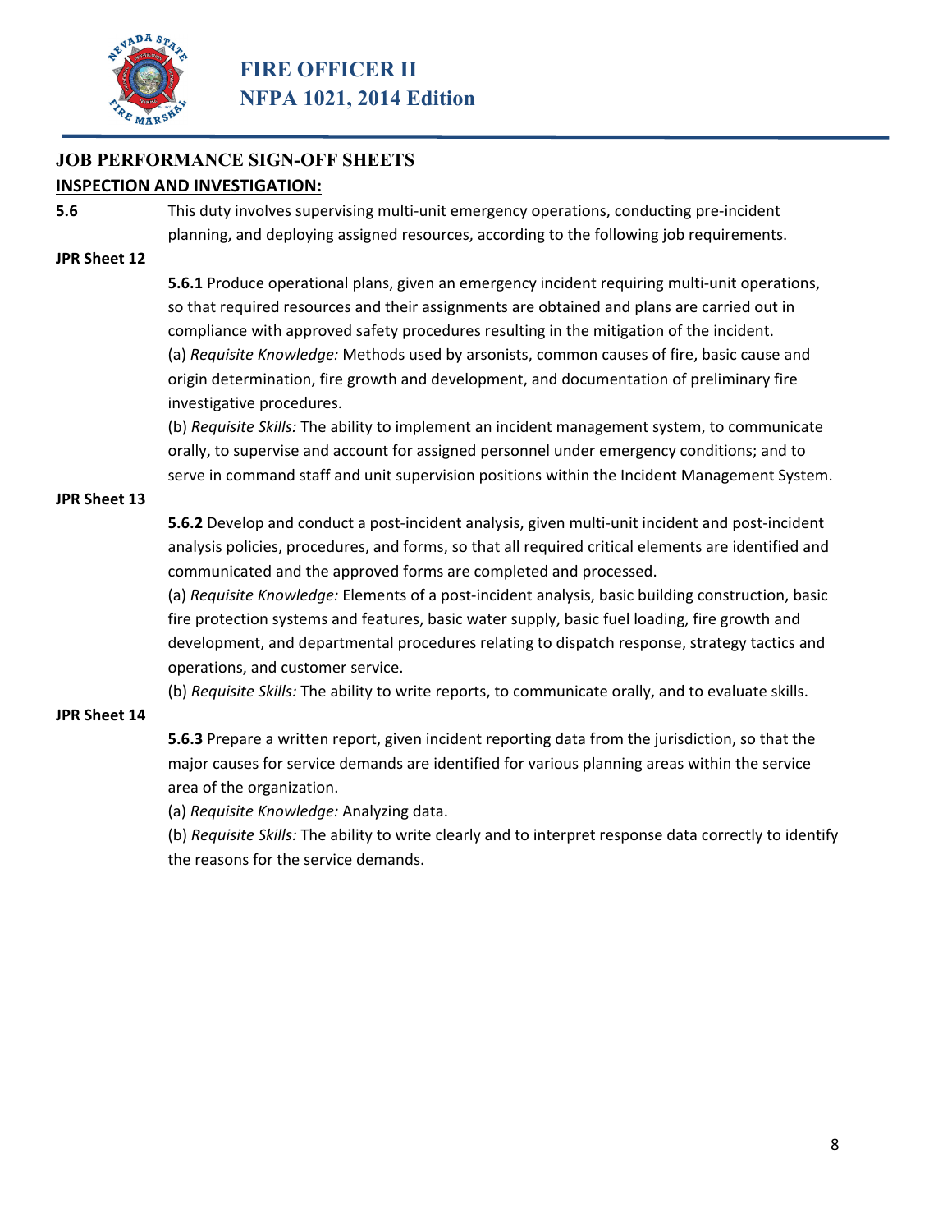# FIRE OFFICER II
## NFPA 1021, 2014 Edition

### JOB PERFORMANCE SIGN-OFF SHEETS

**INSPECTION AND INVESTIGATION:**

**5.6** This duty involves supervising multi-unit emergency operations, conducting pre-incident planning, and deploying assigned resources, according to the following job requirements.

**JPR Sheet 12**

**5.6.1** Produce operational plans, given an emergency incident requiring multi-unit operations, so that required resources and their assignments are obtained and plans are carried out in compliance with approved safety procedures resulting in the mitigation of the incident.

(a) *Requisite Knowledge:* Methods used by arsonists, common causes of fire, basic cause and origin determination, fire growth and development, and documentation of preliminary fire investigative procedures.

(b) *Requisite Skills:* The ability to implement an incident management system, to communicate orally, to supervise and account for assigned personnel under emergency conditions; and to serve in command staff and unit supervision positions within the Incident Management System.

**JPR Sheet 13**

**5.6.2** Develop and conduct a post-incident analysis, given multi-unit incident and post-incident analysis policies, procedures, and forms, so that all required critical elements are identified and communicated and the approved forms are completed and processed.

(a) *Requisite Knowledge:* Elements of a post-incident analysis, basic building construction, basic fire protection systems and features, basic water supply, basic fuel loading, fire growth and development, and departmental procedures relating to dispatch response, strategy tactics and operations, and customer service.

(b) *Requisite Skills:* The ability to write reports, to communicate orally, and to evaluate skills.

**JPR Sheet 14**

**5.6.3** Prepare a written report, given incident reporting data from the jurisdiction, so that the major causes for service demands are identified for various planning areas within the service area of the organization.

(a) *Requisite Knowledge:* Analyzing data.

(b) *Requisite Skills:* The ability to write clearly and to interpret response data correctly to identify the reasons for the service demands.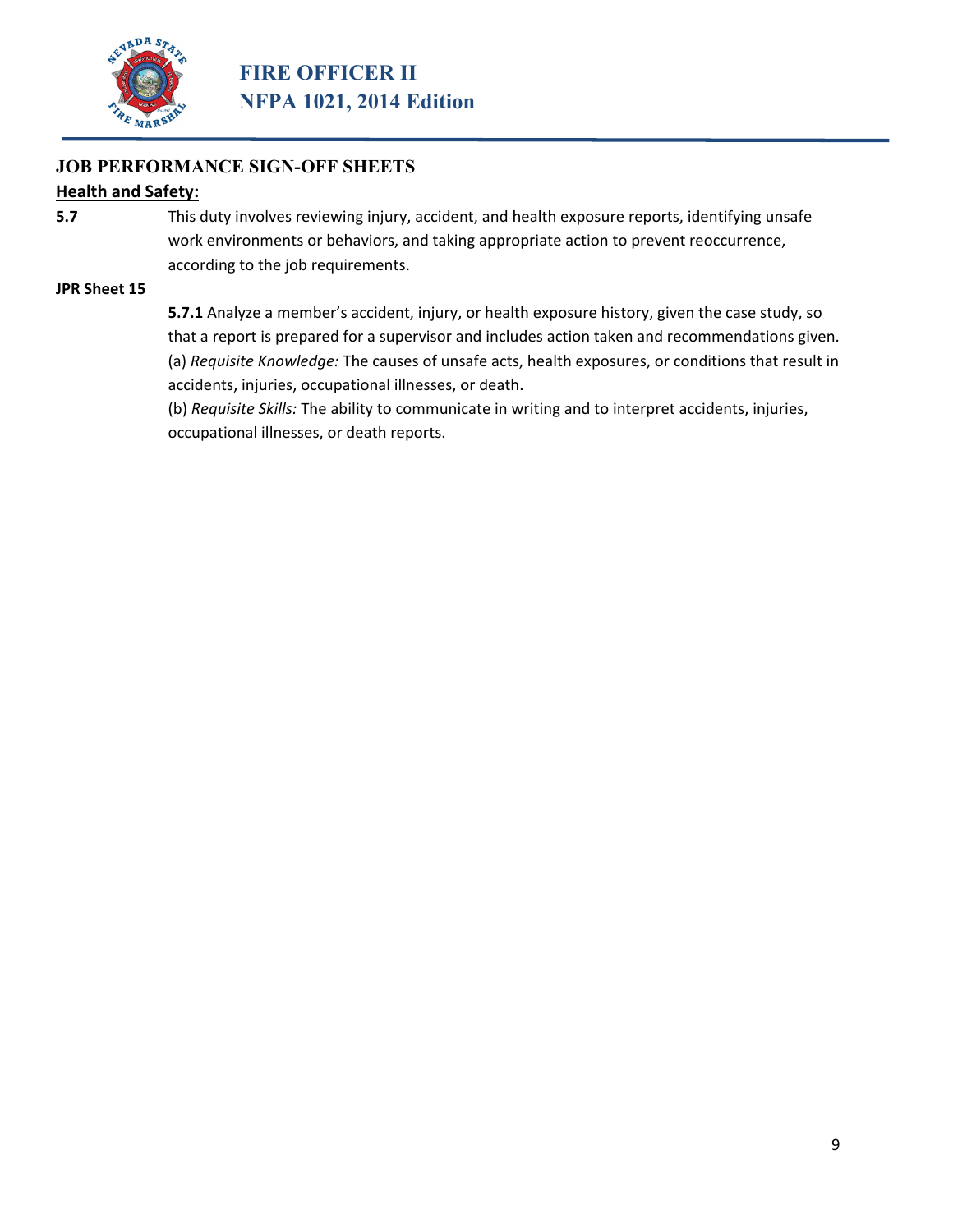# FIRE OFFICER II
## NFPA 1021, 2014 Edition

### JOB PERFORMANCE SIGN-OFF SHEETS

**Health and Safety:**

**5.7** This duty involves reviewing injury, accident, and health exposure reports, identifying unsafe work environments or behaviors, and taking appropriate action to prevent reoccurrence, according to the job requirements.

**JPR Sheet 15**

**5.7.1** Analyze a member's accident, injury, or health exposure history, given the case study, so that a report is prepared for a supervisor and includes action taken and recommendations given.

(a) *Requisite Knowledge:* The causes of unsafe acts, health exposures, or conditions that result in accidents, injuries, occupational illnesses, or death.

(b) *Requisite Skills:* The ability to communicate in writing and to interpret accidents, injuries, occupational illnesses, or death reports.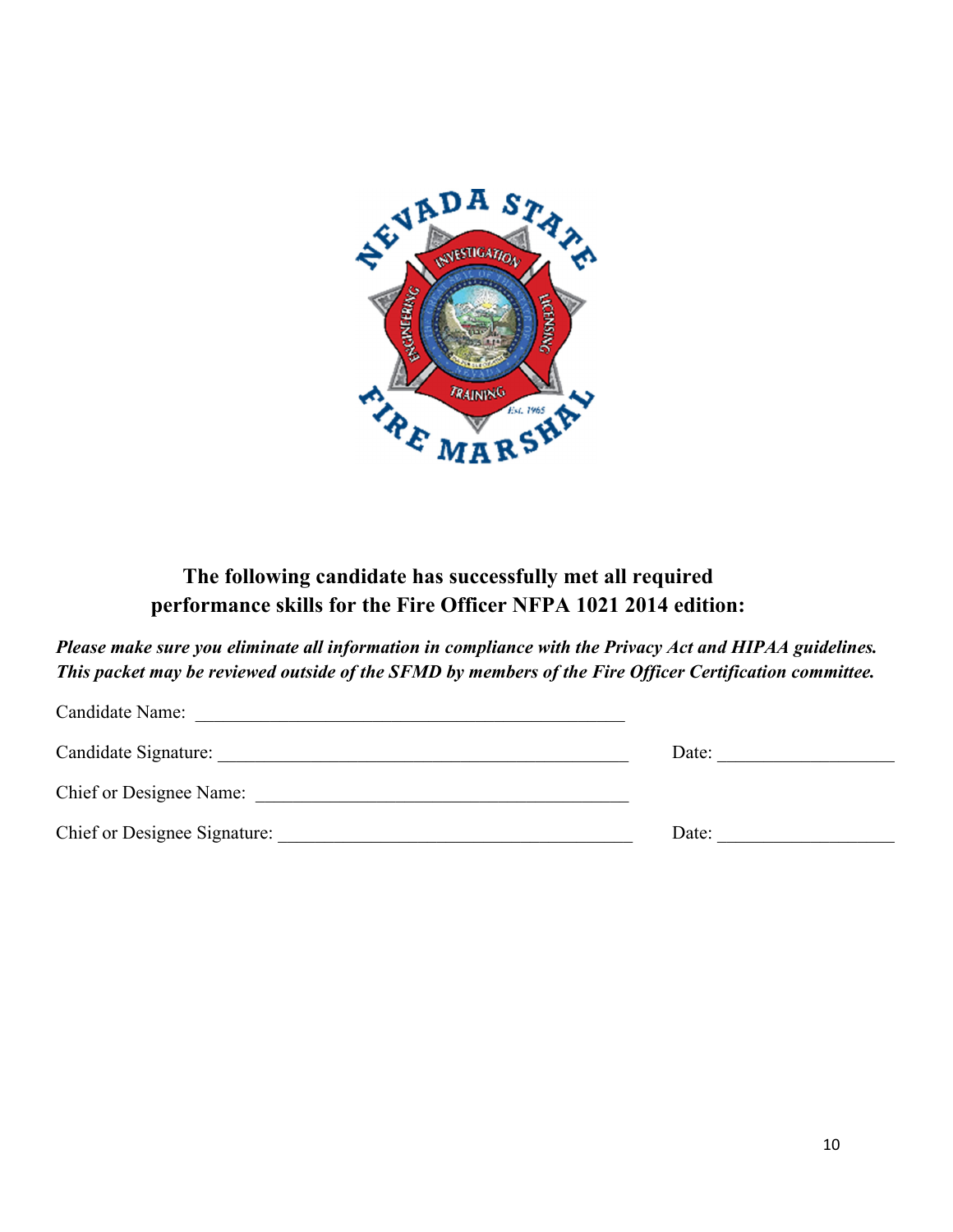**The following candidate has successfully met all required performance skills for the Fire Officer NFPA 1021 2014 edition:**

***Please make sure you eliminate all information in compliance with the Privacy Act and HIPAA guidelines. This packet may be reviewed outside of the SFMD by members of the Fire Officer Certification committee.***

Candidate Name: _______________________________________________

Candidate Signature: _____________________________________________ Date: ___________________

Chief or Designee Name: _____________________________________

Chief or Designee Signature: _______________________________________ Date: ___________________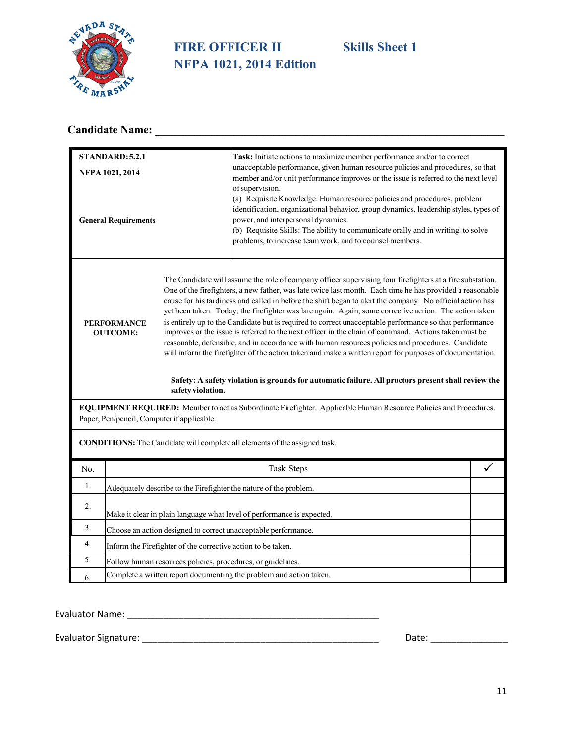# FIRE OFFICER II — Skills Sheet 1
## NFPA 1021, 2014 Edition

**Candidate Name:** ______________________________________________

| | |
|---|---|
| **STANDARD: 5.2.1**<br><br>**NFPA 1021, 2014**<br><br>**General Requirements** | **Task:** Initiate actions to maximize member performance and/or to correct unacceptable performance, given human resource policies and procedures, so that member and/or unit performance improves or the issue is referred to the next level of supervision.<br>(a) Requisite Knowledge: Human resource policies and procedures, problem identification, organizational behavior, group dynamics, leadership styles, types of power, and interpersonal dynamics.<br>(b) Requisite Skills: The ability to communicate orally and in writing, to solve problems, to increase team work, and to counsel members. |
| **PERFORMANCE OUTCOME:** | The Candidate will assume the role of company officer supervising four firefighters at a fire substation. One of the firefighters, a new father, was late twice last month. Each time he has provided a reasonable cause for his tardiness and called in before the shift began to alert the company. No official action has yet been taken. Today, the firefighter was late again. Again, some corrective action. The action taken is entirely up to the Candidate but is required to correct unacceptable performance so that performance improves or the issue is referred to the next officer in the chain of command. Actions taken must be reasonable, defensible, and in accordance with human resources policies and procedures. Candidate will inform the firefighter of the action taken and make a written report for purposes of documentation.<br><br>**Safety: A safety violation is grounds for automatic failure. All proctors present shall review the safety violation.** |

**EQUIPMENT REQUIRED:** Member to act as Subordinate Firefighter. Applicable Human Resource Policies and Procedures. Paper, Pen/pencil, Computer if applicable.

**CONDITIONS:** The Candidate will complete all elements of the assigned task.

| No. | Task Steps | ✓ |
|---|---|---|
| 1. | Adequately describe to the Firefighter the nature of the problem. | |
| 2. | Make it clear in plain language what level of performance is expected. | |
| 3. | Choose an action designed to correct unacceptable performance. | |
| 4. | Inform the Firefighter of the corrective action to be taken. | |
| 5. | Follow human resources policies, procedures, or guidelines. | |
| 6. | Complete a written report documenting the problem and action taken. | |

Evaluator Name: ______________________________________________

Evaluator Signature: __________________________________________ Date: ______________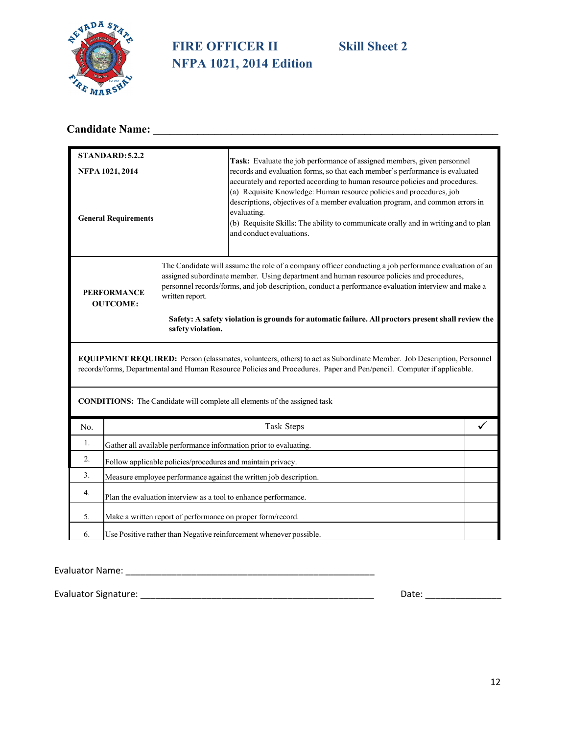# FIRE OFFICER II — Skill Sheet 2

## NFPA 1021, 2014 Edition

**Candidate Name:** ______________________________________________________________

| **STANDARD: 5.2.2**<br><br>**NFPA 1021, 2014**<br><br>**General Requirements** | **Task:** Evaluate the job performance of assigned members, given personnel records and evaluation forms, so that each member's performance is evaluated accurately and reported according to human resource policies and procedures.<br>(a) Requisite Knowledge: Human resource policies and procedures, job descriptions, objectives of a member evaluation program, and common errors in evaluating.<br>(b) Requisite Skills: The ability to communicate orally and in writing and to plan and conduct evaluations. |
|---|---|
| **PERFORMANCE OUTCOME:** | The Candidate will assume the role of a company officer conducting a job performance evaluation of an assigned subordinate member. Using department and human resource policies and procedures, personnel records/forms, and job description, conduct a performance evaluation interview and make a written report.<br><br>**Safety: A safety violation is grounds for automatic failure. All proctors present shall review the safety violation.** |

**EQUIPMENT REQUIRED:** Person (classmates, volunteers, others) to act as Subordinate Member. Job Description, Personnel records/forms, Departmental and Human Resource Policies and Procedures. Paper and Pen/pencil. Computer if applicable.

**CONDITIONS:** The Candidate will complete all elements of the assigned task

| No. | Task Steps | ✓ |
|---|---|---|
| 1. | Gather all available performance information prior to evaluating. | |
| 2. | Follow applicable policies/procedures and maintain privacy. | |
| 3. | Measure employee performance against the written job description. | |
| 4. | Plan the evaluation interview as a tool to enhance performance. | |
| 5. | Make a written report of performance on proper form/record. | |
| 6. | Use Positive rather than Negative reinforcement whenever possible. | |

Evaluator Name: ______________________________________________

Evaluator Signature: ___________________________________________ Date: ______________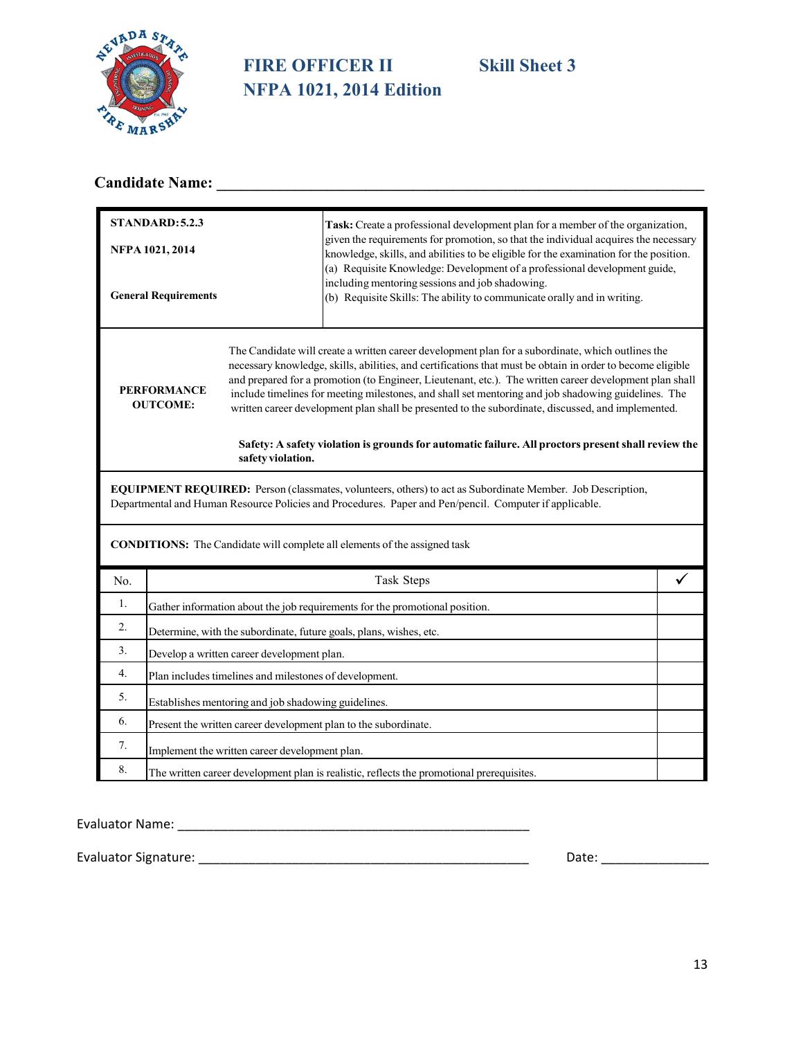# FIRE OFFICER II — Skill Sheet 3

## NFPA 1021, 2014 Edition

**Candidate Name:** ______________________________________________

| **STANDARD: 5.2.3**<br><br>**NFPA 1021, 2014**<br><br>**General Requirements** | **Task:** Create a professional development plan for a member of the organization, given the requirements for promotion, so that the individual acquires the necessary knowledge, skills, and abilities to be eligible for the examination for the position.<br>(a) Requisite Knowledge: Development of a professional development guide, including mentoring sessions and job shadowing.<br>(b) Requisite Skills: The ability to communicate orally and in writing. |
|---|---|
| **PERFORMANCE OUTCOME:** | The Candidate will create a written career development plan for a subordinate, which outlines the necessary knowledge, skills, abilities, and certifications that must be obtain in order to become eligible and prepared for a promotion (to Engineer, Lieutenant, etc.). The written career development plan shall include timelines for meeting milestones, and shall set mentoring and job shadowing guidelines. The written career development plan shall be presented to the subordinate, discussed, and implemented.<br><br>**Safety: A safety violation is grounds for automatic failure. All proctors present shall review the safety violation.** |

**EQUIPMENT REQUIRED:** Person (classmates, volunteers, others) to act as Subordinate Member. Job Description, Departmental and Human Resource Policies and Procedures. Paper and Pen/pencil. Computer if applicable.

**CONDITIONS:** The Candidate will complete all elements of the assigned task

| No. | Task Steps | ✓ |
|---|---|---|
| 1. | Gather information about the job requirements for the promotional position. | |
| 2. | Determine, with the subordinate, future goals, plans, wishes, etc. | |
| 3. | Develop a written career development plan. | |
| 4. | Plan includes timelines and milestones of development. | |
| 5. | Establishes mentoring and job shadowing guidelines. | |
| 6. | Present the written career development plan to the subordinate. | |
| 7. | Implement the written career development plan. | |
| 8. | The written career development plan is realistic, reflects the promotional prerequisites. | |

Evaluator Name: ____________________________________________

Evaluator Signature: _________________________________________ Date: ______________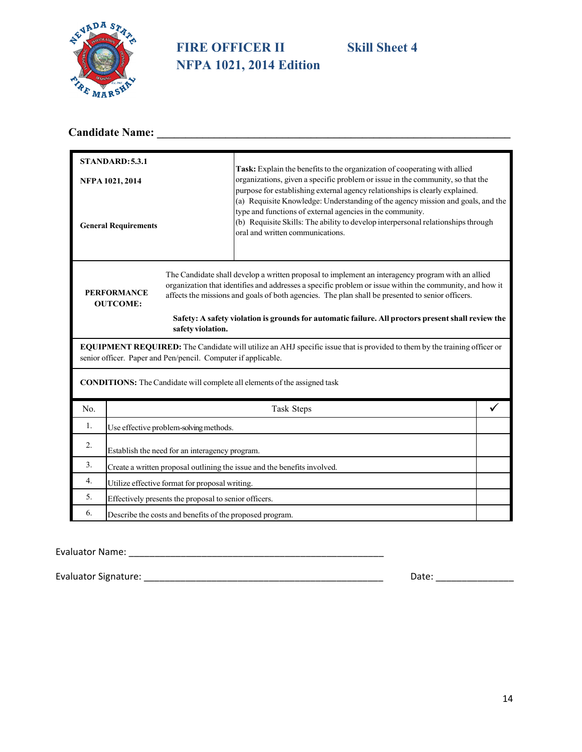# FIRE OFFICER II — Skill Sheet 4

## NFPA 1021, 2014 Edition

**Candidate Name:** ______________________________________________

| **STANDARD: 5.3.1**<br><br>**NFPA 1021, 2014**<br><br>**General Requirements** | **Task:** Explain the benefits to the organization of cooperating with allied organizations, given a specific problem or issue in the community, so that the purpose for establishing external agency relationships is clearly explained.<br>(a) Requisite Knowledge: Understanding of the agency mission and goals, and the type and functions of external agencies in the community.<br>(b) Requisite Skills: The ability to develop interpersonal relationships through oral and written communications. |
|---|---|
| **PERFORMANCE OUTCOME:** | The Candidate shall develop a written proposal to implement an interagency program with an allied organization that identifies and addresses a specific problem or issue within the community, and how it affects the missions and goals of both agencies. The plan shall be presented to senior officers.<br><br>**Safety: A safety violation is grounds for automatic failure. All proctors present shall review the safety violation.** |

**EQUIPMENT REQUIRED:** The Candidate will utilize an AHJ specific issue that is provided to them by the training officer or senior officer. Paper and Pen/pencil. Computer if applicable.

**CONDITIONS:** The Candidate will complete all elements of the assigned task

| No. | Task Steps | ✓ |
|---|---|---|
| 1. | Use effective problem-solving methods. | |
| 2. | Establish the need for an interagency program. | |
| 3. | Create a written proposal outlining the issue and the benefits involved. | |
| 4. | Utilize effective format for proposal writing. | |
| 5. | Effectively presents the proposal to senior officers. | |
| 6. | Describe the costs and benefits of the proposed program. | |

Evaluator Name: ______________________________________________

Evaluator Signature: ______________________________________________ Date: _______________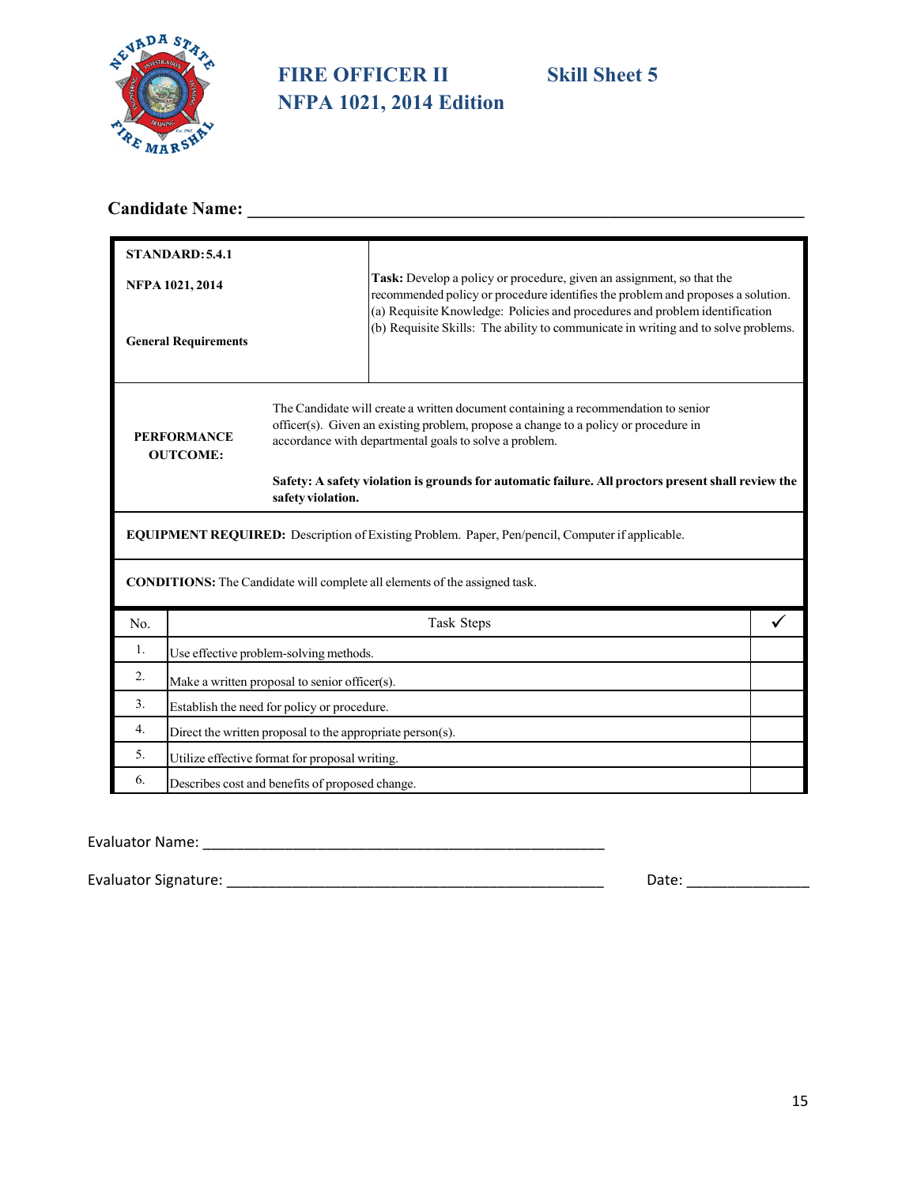# FIRE OFFICER II — Skill Sheet 5

## NFPA 1021, 2014 Edition

**Candidate Name:** ______________________________________________________________

| | |
|---|---|
| **STANDARD: 5.4.1**<br><br>**NFPA 1021, 2014**<br><br>**General Requirements** | **Task:** Develop a policy or procedure, given an assignment, so that the recommended policy or procedure identifies the problem and proposes a solution.<br>(a) Requisite Knowledge: Policies and procedures and problem identification<br>(b) Requisite Skills: The ability to communicate in writing and to solve problems. |
| **PERFORMANCE OUTCOME:** | The Candidate will create a written document containing a recommendation to senior officer(s). Given an existing problem, propose a change to a policy or procedure in accordance with departmental goals to solve a problem.<br><br>**Safety: A safety violation is grounds for automatic failure. All proctors present shall review the safety violation.** |

**EQUIPMENT REQUIRED:** Description of Existing Problem. Paper, Pen/pencil, Computer if applicable.

**CONDITIONS:** The Candidate will complete all elements of the assigned task.

| No. | Task Steps | ✓ |
|---|---|---|
| 1. | Use effective problem-solving methods. | |
| 2. | Make a written proposal to senior officer(s). | |
| 3. | Establish the need for policy or procedure. | |
| 4. | Direct the written proposal to the appropriate person(s). | |
| 5. | Utilize effective format for proposal writing. | |
| 6. | Describes cost and benefits of proposed change. | |

Evaluator Name: ____________________________________________________

Evaluator Signature: ________________________________________________ Date: _______________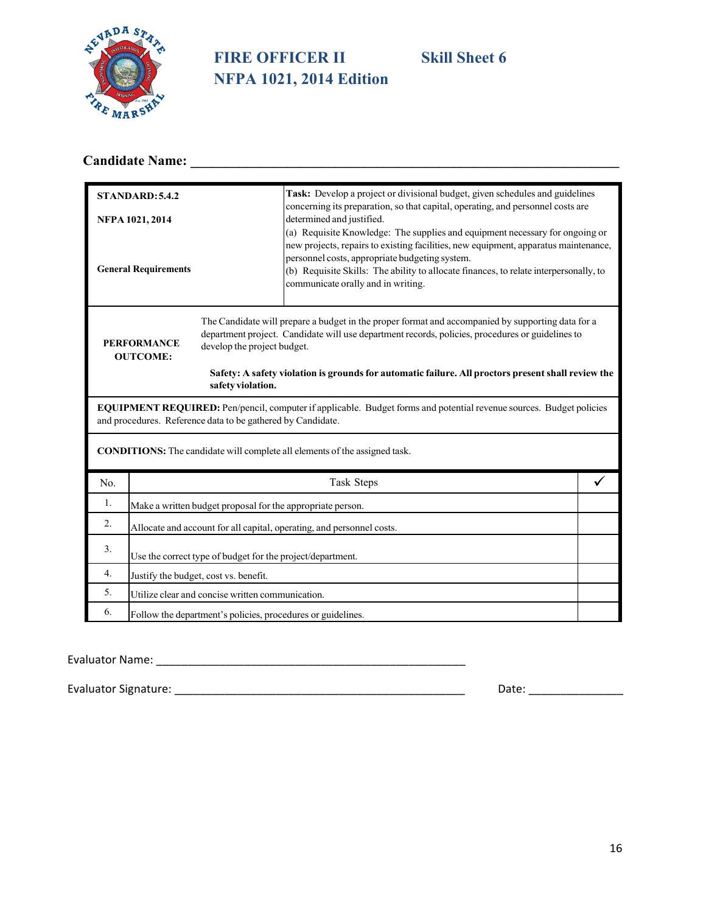# FIRE OFFICER II — Skill Sheet 6

## NFPA 1021, 2014 Edition

**Candidate Name:** ___________________________________________________________

| | |
|---|---|
| **STANDARD: 5.4.2**<br><br>**NFPA 1021, 2014**<br><br>**General Requirements** | **Task:** Develop a project or divisional budget, given schedules and guidelines concerning its preparation, so that capital, operating, and personnel costs are determined and justified.<br>(a) Requisite Knowledge: The supplies and equipment necessary for ongoing or new projects, repairs to existing facilities, new equipment, apparatus maintenance, personnel costs, appropriate budgeting system.<br>(b) Requisite Skills: The ability to allocate finances, to relate interpersonally, to communicate orally and in writing. |
| **PERFORMANCE OUTCOME:** | The Candidate will prepare a budget in the proper format and accompanied by supporting data for a department project. Candidate will use department records, policies, procedures or guidelines to develop the project budget.<br><br>**Safety: A safety violation is grounds for automatic failure. All proctors present shall review the safety violation.** |

**EQUIPMENT REQUIRED:** Pen/pencil, computer if applicable. Budget forms and potential revenue sources. Budget policies and procedures. Reference data to be gathered by Candidate.

**CONDITIONS:** The candidate will complete all elements of the assigned task.

| No. | Task Steps | ✓ |
|---|---|---|
| 1. | Make a written budget proposal for the appropriate person. | |
| 2. | Allocate and account for all capital, operating, and personnel costs. | |
| 3. | Use the correct type of budget for the project/department. | |
| 4. | Justify the budget, cost vs. benefit. | |
| 5. | Utilize clear and concise written communication. | |
| 6. | Follow the department's policies, procedures or guidelines. | |

Evaluator Name: ___________________________________________________

Evaluator Signature: _______________________________________________ Date: _______________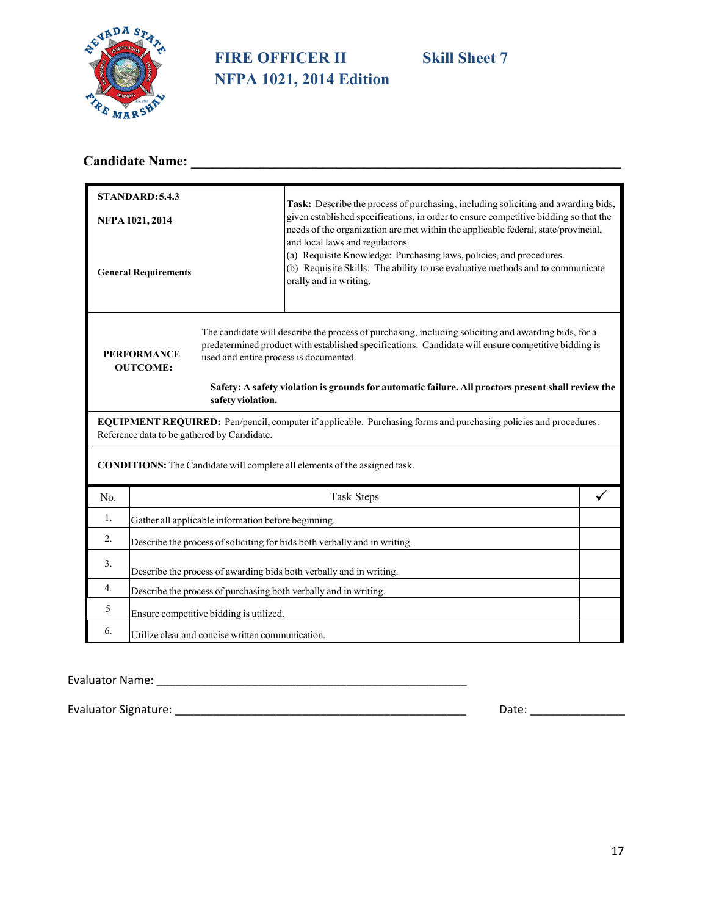# FIRE OFFICER II — Skill Sheet 7

## NFPA 1021, 2014 Edition

**Candidate Name:** ____________________________________________________________

| | |
|---|---|
| **STANDARD: 5.4.3**<br><br>**NFPA 1021, 2014**<br><br>**General Requirements** | **Task:** Describe the process of purchasing, including soliciting and awarding bids, given established specifications, in order to ensure competitive bidding so that the needs of the organization are met within the applicable federal, state/provincial, and local laws and regulations.<br>(a) Requisite Knowledge: Purchasing laws, policies, and procedures.<br>(b) Requisite Skills: The ability to use evaluative methods and to communicate orally and in writing. |
| **PERFORMANCE OUTCOME:** | The candidate will describe the process of purchasing, including soliciting and awarding bids, for a predetermined product with established specifications. Candidate will ensure competitive bidding is used and entire process is documented.<br><br>**Safety: A safety violation is grounds for automatic failure. All proctors present shall review the safety violation.** |

**EQUIPMENT REQUIRED:** Pen/pencil, computer if applicable. Purchasing forms and purchasing policies and procedures. Reference data to be gathered by Candidate.

**CONDITIONS:** The Candidate will complete all elements of the assigned task.

| No. | Task Steps | ✓ |
|---|---|---|
| 1. | Gather all applicable information before beginning. | |
| 2. | Describe the process of soliciting for bids both verbally and in writing. | |
| 3. | Describe the process of awarding bids both verbally and in writing. | |
| 4. | Describe the process of purchasing both verbally and in writing. | |
| 5 | Ensure competitive bidding is utilized. | |
| 6. | Utilize clear and concise written communication. | |

Evaluator Name: ____________________________________________________

Evaluator Signature: ________________________________________________ Date: _______________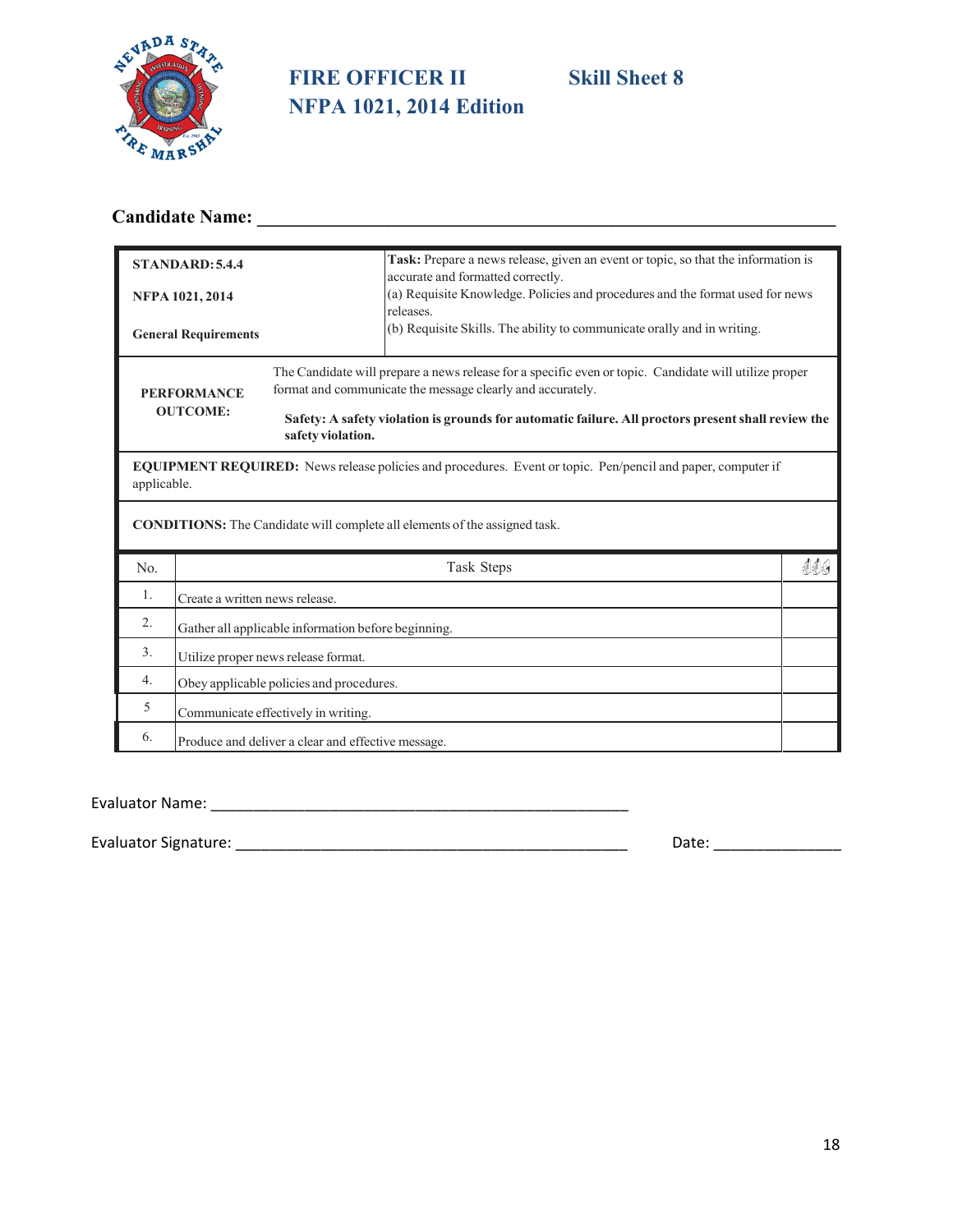# FIRE OFFICER II — Skill Sheet 8

## NFPA 1021, 2014 Edition

**Candidate Name:** ____________________________________________________________

| | |
|---|---|
| **STANDARD: 5.4.4**<br><br>**NFPA 1021, 2014**<br><br>**General Requirements** | **Task:** Prepare a news release, given an event or topic, so that the information is accurate and formatted correctly.<br>(a) Requisite Knowledge. Policies and procedures and the format used for news releases.<br>(b) Requisite Skills. The ability to communicate orally and in writing. |
| **PERFORMANCE OUTCOME:** | The Candidate will prepare a news release for a specific even or topic. Candidate will utilize proper format and communicate the message clearly and accurately.<br><br>**Safety: A safety violation is grounds for automatic failure. All proctors present shall review the safety violation.** |

**EQUIPMENT REQUIRED:** News release policies and procedures. Event or topic. Pen/pencil and paper, computer if applicable.

**CONDITIONS:** The Candidate will complete all elements of the assigned task.

| No. | Task Steps | |
|---|---|---|
| 1. | Create a written news release. | |
| 2. | Gather all applicable information before beginning. | |
| 3. | Utilize proper news release format. | |
| 4. | Obey applicable policies and procedures. | |
| 5 | Communicate effectively in writing. | |
| 6. | Produce and deliver a clear and effective message. | |

Evaluator Name: ______________________________________________

Evaluator Signature: __________________________________________ Date: _______________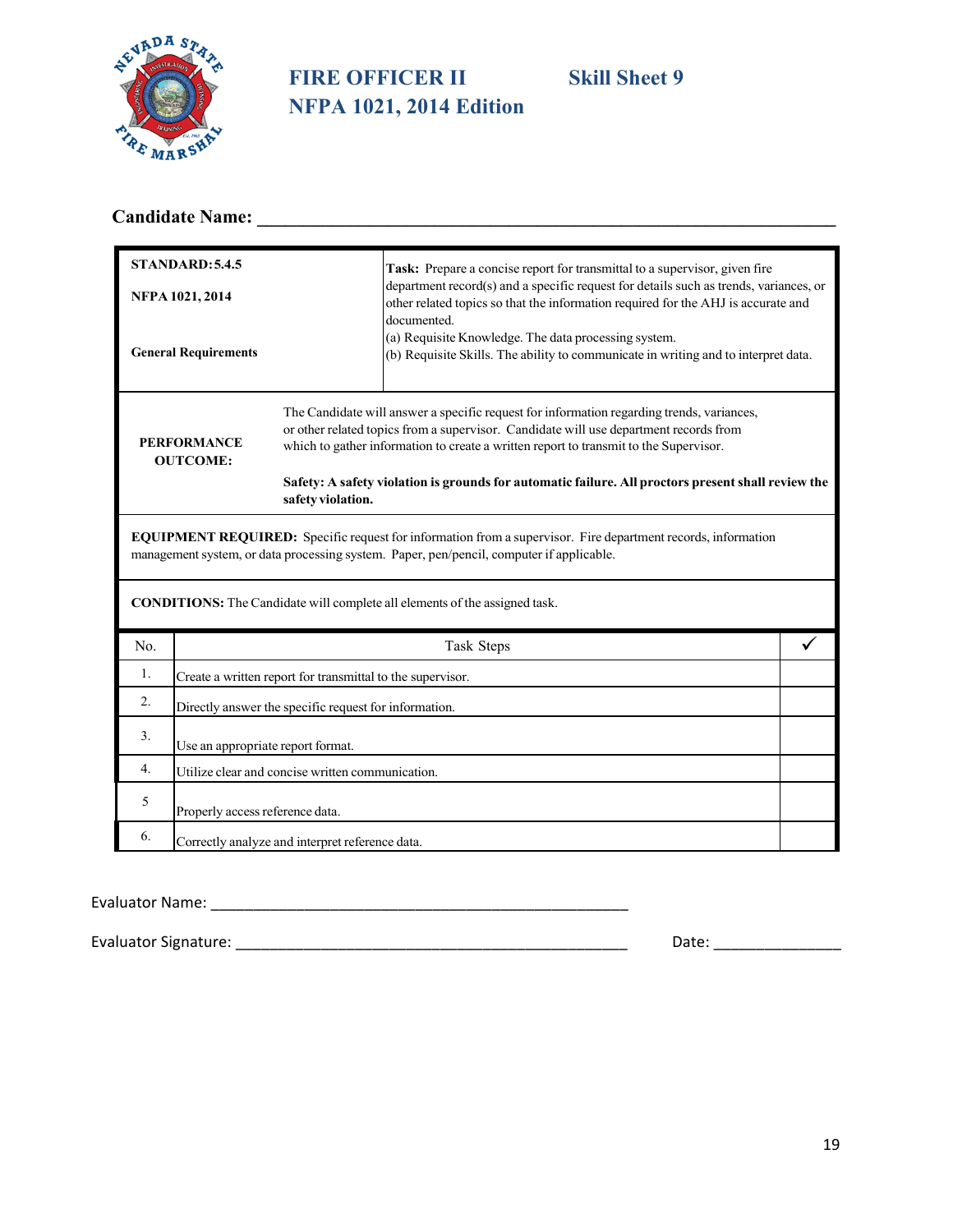# FIRE OFFICER II NFPA 1021, 2014 Edition

## Skill Sheet 9

**Candidate Name:** ____________________________________________________________

| **STANDARD: 5.4.5**<br><br>**NFPA 1021, 2014**<br><br>**General Requirements** | **Task:** Prepare a concise report for transmittal to a supervisor, given fire department record(s) and a specific request for details such as trends, variances, or other related topics so that the information required for the AHJ is accurate and documented.<br>(a) Requisite Knowledge. The data processing system.<br>(b) Requisite Skills. The ability to communicate in writing and to interpret data. |
|---|---|

**PERFORMANCE OUTCOME:**

The Candidate will answer a specific request for information regarding trends, variances, or other related topics from a supervisor. Candidate will use department records from which to gather information to create a written report to transmit to the Supervisor.

**Safety: A safety violation is grounds for automatic failure. All proctors present shall review the safety violation.**

**EQUIPMENT REQUIRED:** Specific request for information from a supervisor. Fire department records, information management system, or data processing system. Paper, pen/pencil, computer if applicable.

**CONDITIONS:** The Candidate will complete all elements of the assigned task.

| No. | Task Steps | ✓ |
|---|---|---|
| 1. | Create a written report for transmittal to the supervisor. | |
| 2. | Directly answer the specific request for information. | |
| 3. | Use an appropriate report format. | |
| 4. | Utilize clear and concise written communication. | |
| 5 | Properly access reference data. | |
| 6. | Correctly analyze and interpret reference data. | |

Evaluator Name: ____________________________________________________

Evaluator Signature: _______________________________________________ Date: _______________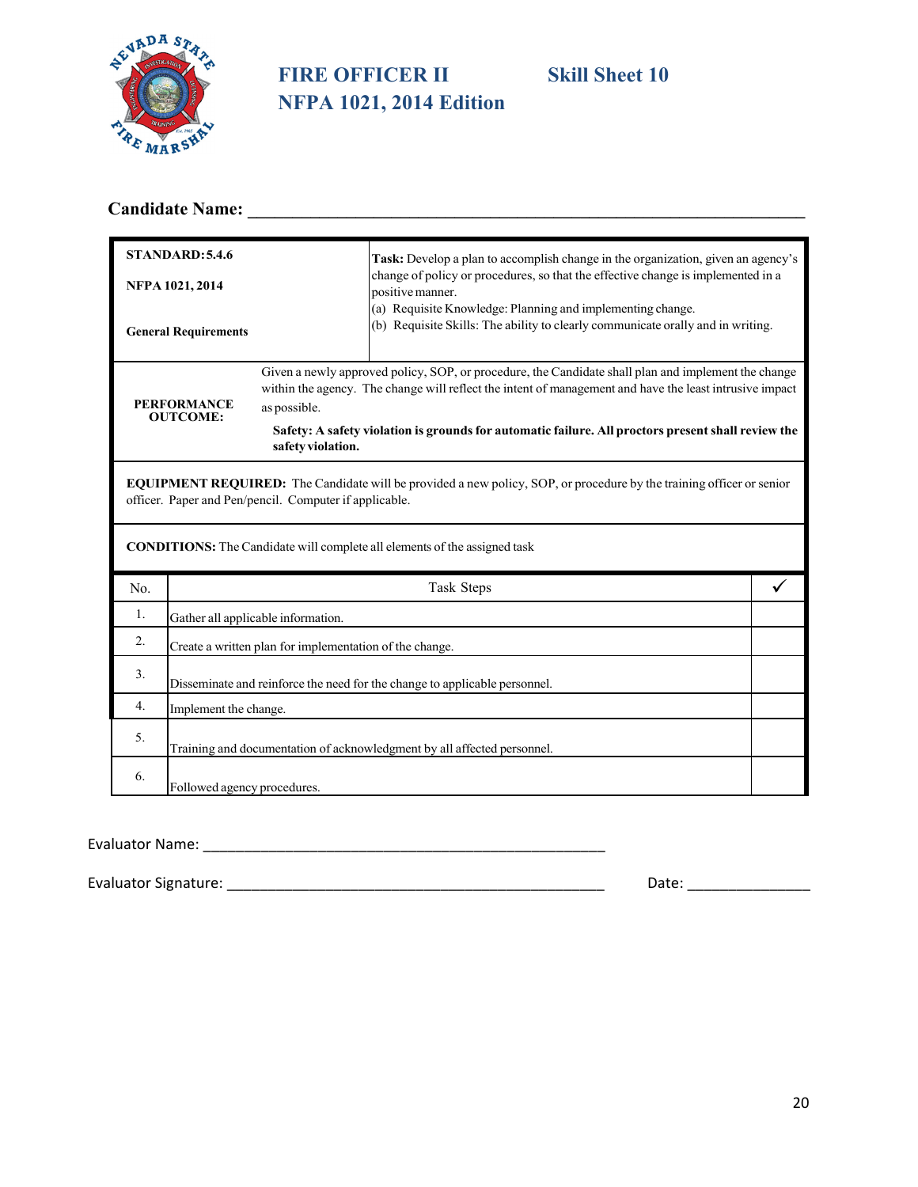# FIRE OFFICER II — Skill Sheet 10

## NFPA 1021, 2014 Edition

**Candidate Name:** ______________________________________________________________

| **STANDARD: 5.4.6**<br><br>**NFPA 1021, 2014**<br><br>**General Requirements** | **Task:** Develop a plan to accomplish change in the organization, given an agency's change of policy or procedures, so that the effective change is implemented in a positive manner.<br>(a) Requisite Knowledge: Planning and implementing change.<br>(b) Requisite Skills: The ability to clearly communicate orally and in writing. |
|---|---|
| **PERFORMANCE OUTCOME:** | Given a newly approved policy, SOP, or procedure, the Candidate shall plan and implement the change within the agency. The change will reflect the intent of management and have the least intrusive impact as possible.<br>**Safety: A safety violation is grounds for automatic failure. All proctors present shall review the safety violation.** |

**EQUIPMENT REQUIRED:** The Candidate will be provided a new policy, SOP, or procedure by the training officer or senior officer. Paper and Pen/pencil. Computer if applicable.

**CONDITIONS:** The Candidate will complete all elements of the assigned task

| No. | Task Steps | ✓ |
|---|---|---|
| 1. | Gather all applicable information. | |
| 2. | Create a written plan for implementation of the change. | |
| 3. | Disseminate and reinforce the need for the change to applicable personnel. | |
| 4. | Implement the change. | |
| 5. | Training and documentation of acknowledgment by all affected personnel. | |
| 6. | Followed agency procedures. | |

Evaluator Name: ___________________________________________________

Evaluator Signature: ________________________________________________ Date: _______________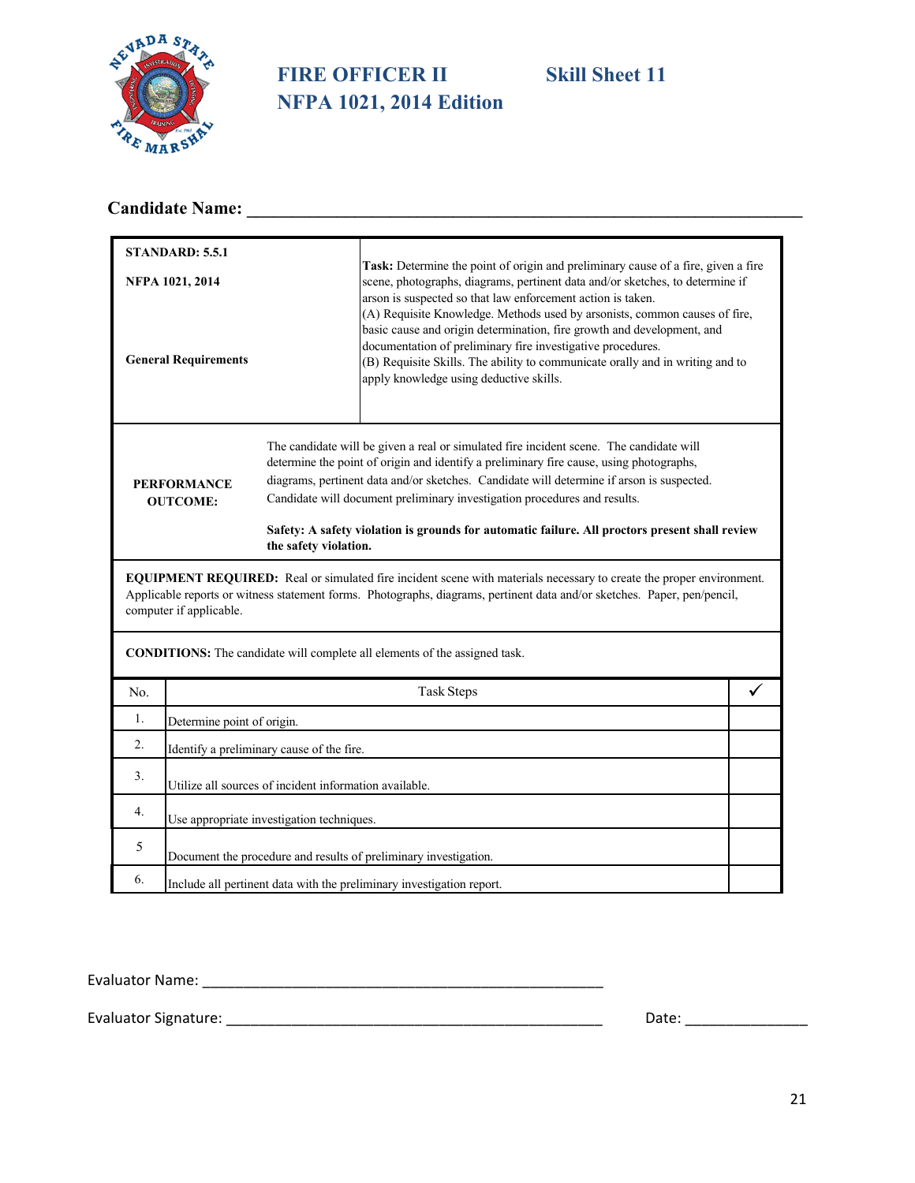# FIRE OFFICER II Skill Sheet 11

## NFPA 1021, 2014 Edition

**Candidate Name:** ______________________________________________________________

| | |
|---|---|
| **STANDARD: 5.5.1**<br><br>**NFPA 1021, 2014**<br><br>**General Requirements** | **Task:** Determine the point of origin and preliminary cause of a fire, given a fire scene, photographs, diagrams, pertinent data and/or sketches, to determine if arson is suspected so that law enforcement action is taken.<br>(A) Requisite Knowledge. Methods used by arsonists, common causes of fire, basic cause and origin determination, fire growth and development, and documentation of preliminary fire investigative procedures.<br>(B) Requisite Skills. The ability to communicate orally and in writing and to apply knowledge using deductive skills. |
| **PERFORMANCE OUTCOME:** | The candidate will be given a real or simulated fire incident scene. The candidate will determine the point of origin and identify a preliminary fire cause, using photographs, diagrams, pertinent data and/or sketches. Candidate will determine if arson is suspected. Candidate will document preliminary investigation procedures and results.<br><br>**Safety: A safety violation is grounds for automatic failure. All proctors present shall review the safety violation.** |

**EQUIPMENT REQUIRED:** Real or simulated fire incident scene with materials necessary to create the proper environment. Applicable reports or witness statement forms. Photographs, diagrams, pertinent data and/or sketches. Paper, pen/pencil, computer if applicable.

**CONDITIONS:** The candidate will complete all elements of the assigned task.

| No. | Task Steps | ✓ |
|---|---|---|
| 1. | Determine point of origin. | |
| 2. | Identify a preliminary cause of the fire. | |
| 3. | Utilize all sources of incident information available. | |
| 4. | Use appropriate investigation techniques. | |
| 5 | Document the procedure and results of preliminary investigation. | |
| 6. | Include all pertinent data with the preliminary investigation report. | |

Evaluator Name: ____________________________________________________

Evaluator Signature: ________________________________________________ Date: _______________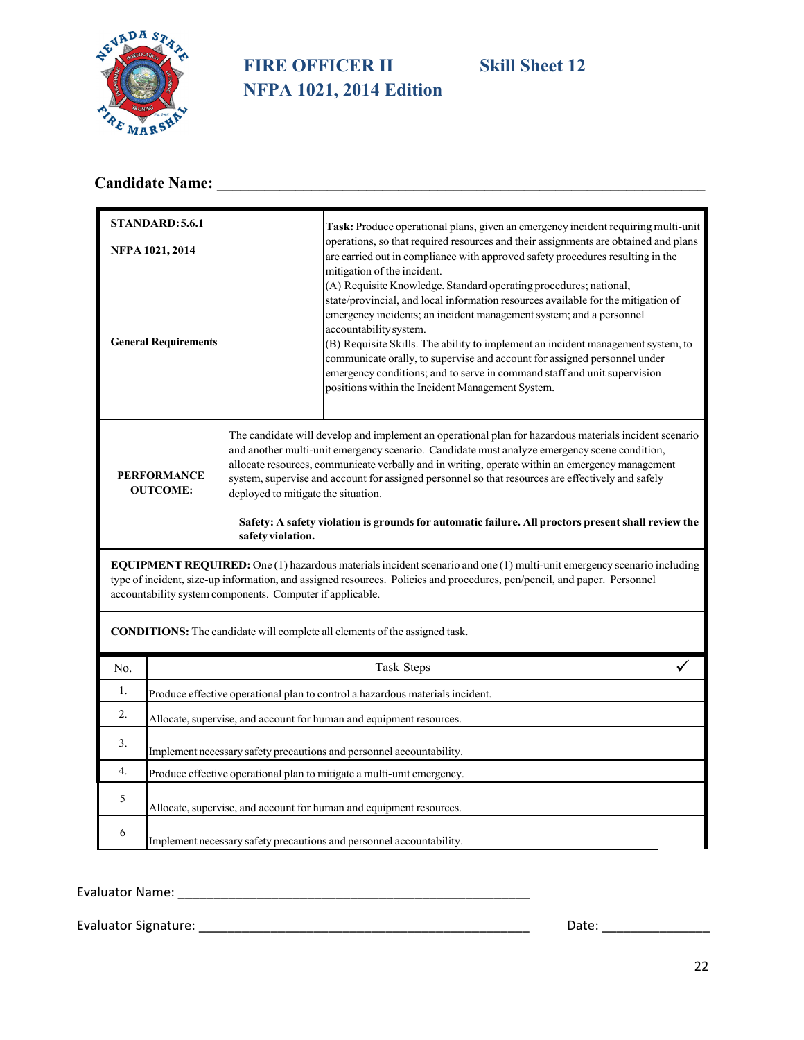# FIRE OFFICER II — Skill Sheet 12
## NFPA 1021, 2014 Edition

**Candidate Name:** ___________________________________________________________

| **STANDARD: 5.6.1**<br><br>**NFPA 1021, 2014**<br><br>**General Requirements** | **Task:** Produce operational plans, given an emergency incident requiring multi-unit operations, so that required resources and their assignments are obtained and plans are carried out in compliance with approved safety procedures resulting in the mitigation of the incident.<br>(A) Requisite Knowledge. Standard operating procedures; national, state/provincial, and local information resources available for the mitigation of emergency incidents; an incident management system; and a personnel accountability system.<br>(B) Requisite Skills. The ability to implement an incident management system, to communicate orally, to supervise and account for assigned personnel under emergency conditions; and to serve in command staff and unit supervision positions within the Incident Management System. |
|---|---|
| **PERFORMANCE OUTCOME:** | The candidate will develop and implement an operational plan for hazardous materials incident scenario and another multi-unit emergency scenario. Candidate must analyze emergency scene condition, allocate resources, communicate verbally and in writing, operate within an emergency management system, supervise and account for assigned personnel so that resources are effectively and safely deployed to mitigate the situation.<br><br>**Safety: A safety violation is grounds for automatic failure. All proctors present shall review the safety violation.** |

**EQUIPMENT REQUIRED:** One (1) hazardous materials incident scenario and one (1) multi-unit emergency scenario including type of incident, size-up information, and assigned resources. Policies and procedures, pen/pencil, and paper. Personnel accountability system components. Computer if applicable.

**CONDITIONS:** The candidate will complete all elements of the assigned task.

| No. | Task Steps | ✓ |
|---|---|---|
| 1. | Produce effective operational plan to control a hazardous materials incident. | |
| 2. | Allocate, supervise, and account for human and equipment resources. | |
| 3. | Implement necessary safety precautions and personnel accountability. | |
| 4. | Produce effective operational plan to mitigate a multi-unit emergency. | |
| 5 | Allocate, supervise, and account for human and equipment resources. | |
| 6 | Implement necessary safety precautions and personnel accountability. | |

Evaluator Name: _______________________________________________

Evaluator Signature: ____________________________________________ Date: _______________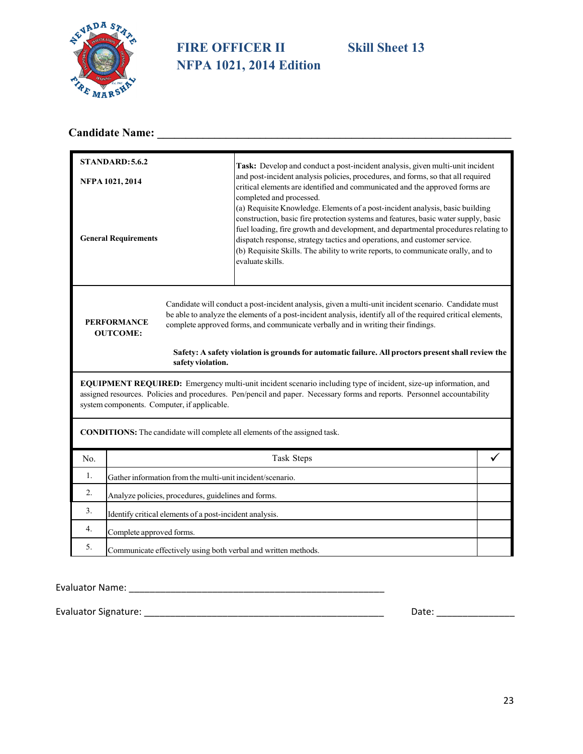# FIRE OFFICER II NFPA 1021, 2014 Edition — Skill Sheet 13

**Candidate Name:** ____________________________________________________________

| | |
|---|---|
| **STANDARD: 5.6.2**<br><br>**NFPA 1021, 2014**<br><br>**General Requirements** | **Task:** Develop and conduct a post-incident analysis, given multi-unit incident and post-incident analysis policies, procedures, and forms, so that all required critical elements are identified and communicated and the approved forms are completed and processed.<br>(a) Requisite Knowledge. Elements of a post-incident analysis, basic building construction, basic fire protection systems and features, basic water supply, basic fuel loading, fire growth and development, and departmental procedures relating to dispatch response, strategy tactics and operations, and customer service.<br>(b) Requisite Skills. The ability to write reports, to communicate orally, and to evaluate skills. |
| **PERFORMANCE OUTCOME:** | Candidate will conduct a post-incident analysis, given a multi-unit incident scenario. Candidate must be able to analyze the elements of a post-incident analysis, identify all of the required critical elements, complete approved forms, and communicate verbally and in writing their findings.<br><br>**Safety: A safety violation is grounds for automatic failure. All proctors present shall review the safety violation.** |

**EQUIPMENT REQUIRED:** Emergency multi-unit incident scenario including type of incident, size-up information, and assigned resources. Policies and procedures. Pen/pencil and paper. Necessary forms and reports. Personnel accountability system components. Computer, if applicable.

**CONDITIONS:** The candidate will complete all elements of the assigned task.

| No. | Task Steps | ✓ |
|---|---|---|
| 1. | Gather information from the multi-unit incident/scenario. | |
| 2. | Analyze policies, procedures, guidelines and forms. | |
| 3. | Identify critical elements of a post-incident analysis. | |
| 4. | Complete approved forms. | |
| 5. | Communicate effectively using both verbal and written methods. | |

Evaluator Name: ______________________________________________________

Evaluator Signature: ___________________________________________________ Date: _______________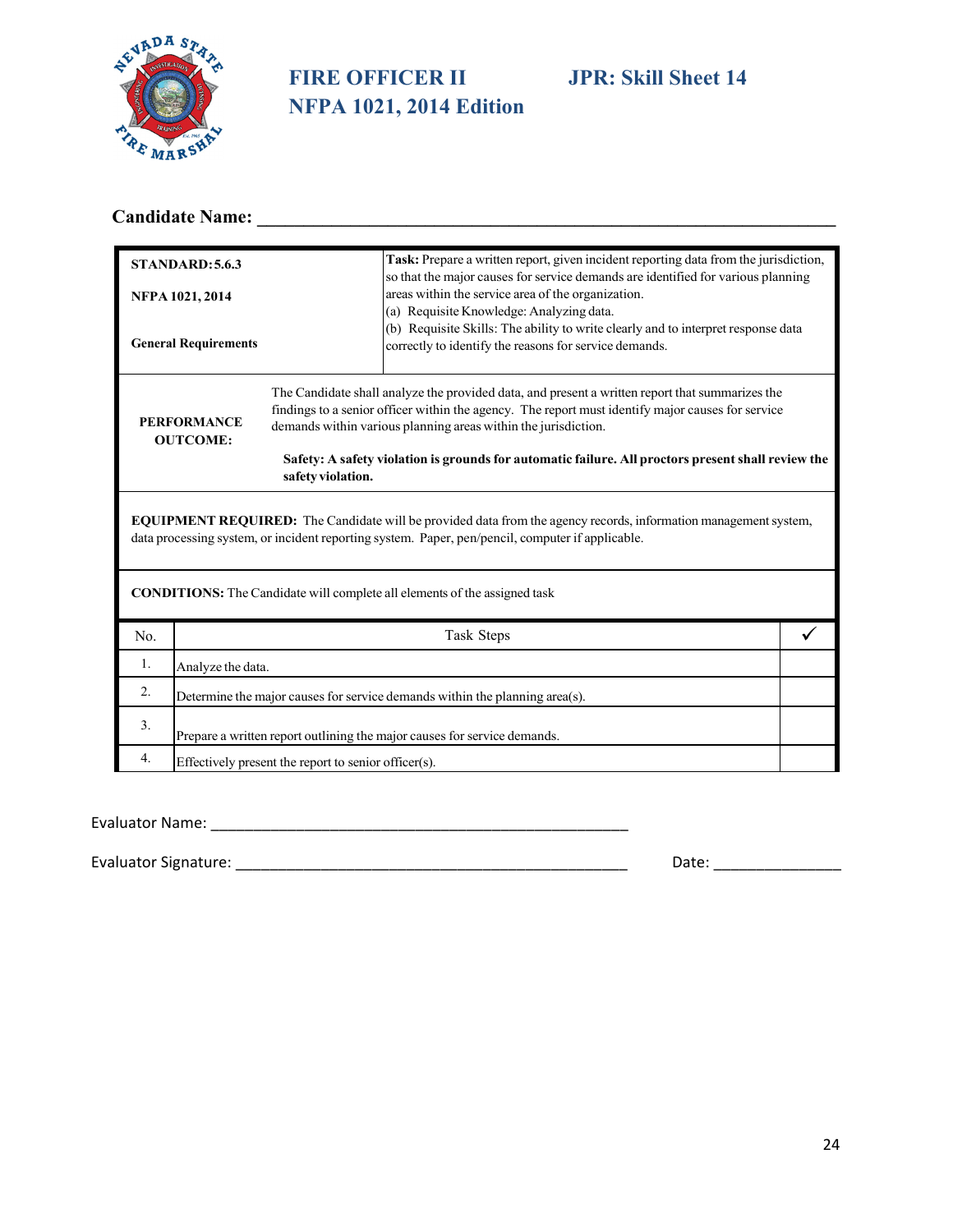# FIRE OFFICER II — JPR: Skill Sheet 14

## NFPA 1021, 2014 Edition

**Candidate Name:** ______________________________________________________________

| | |
|---|---|
| **STANDARD: 5.6.3**<br><br>**NFPA 1021, 2014**<br><br>**General Requirements** | **Task:** Prepare a written report, given incident reporting data from the jurisdiction, so that the major causes for service demands are identified for various planning areas within the service area of the organization.<br>(a) Requisite Knowledge: Analyzing data.<br>(b) Requisite Skills: The ability to write clearly and to interpret response data correctly to identify the reasons for service demands. |
| **PERFORMANCE OUTCOME:** | The Candidate shall analyze the provided data, and present a written report that summarizes the findings to a senior officer within the agency. The report must identify major causes for service demands within various planning areas within the jurisdiction.<br><br>**Safety: A safety violation is grounds for automatic failure. All proctors present shall review the safety violation.** |

**EQUIPMENT REQUIRED:** The Candidate will be provided data from the agency records, information management system, data processing system, or incident reporting system. Paper, pen/pencil, computer if applicable.

**CONDITIONS:** The Candidate will complete all elements of the assigned task

| No. | Task Steps | ✓ |
|---|---|---|
| 1. | Analyze the data. | |
| 2. | Determine the major causes for service demands within the planning area(s). | |
| 3. | Prepare a written report outlining the major causes for service demands. | |
| 4. | Effectively present the report to senior officer(s). | |

Evaluator Name: ____________________________________________________

Evaluator Signature: ________________________________________________ Date: _______________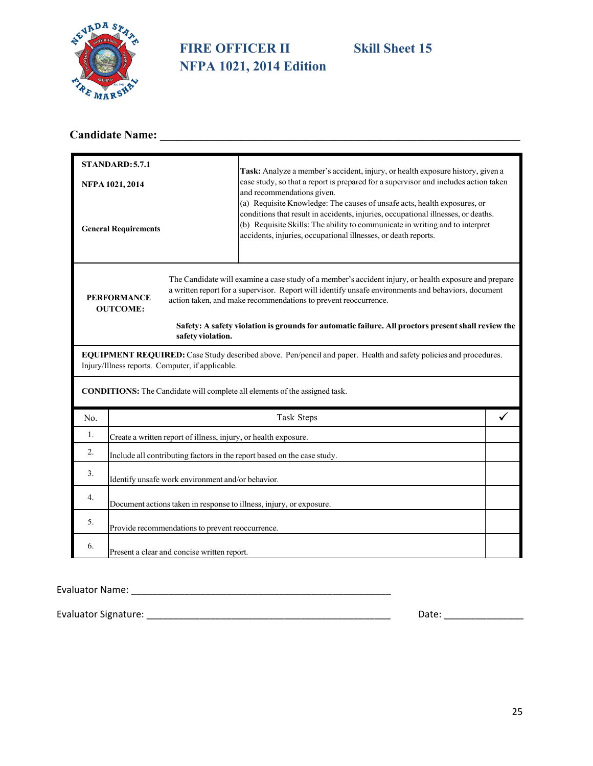# FIRE OFFICER II — Skill Sheet 15

## NFPA 1021, 2014 Edition

**Candidate Name:** ______________________________________________________________

| | |
|---|---|
| **STANDARD: 5.7.1**<br><br>**NFPA 1021, 2014**<br><br>**General Requirements** | **Task:** Analyze a member's accident, injury, or health exposure history, given a case study, so that a report is prepared for a supervisor and includes action taken and recommendations given.<br>(a) Requisite Knowledge: The causes of unsafe acts, health exposures, or conditions that result in accidents, injuries, occupational illnesses, or deaths.<br>(b) Requisite Skills: The ability to communicate in writing and to interpret accidents, injuries, occupational illnesses, or death reports. |
| **PERFORMANCE OUTCOME:** | The Candidate will examine a case study of a member's accident injury, or health exposure and prepare a written report for a supervisor. Report will identify unsafe environments and behaviors, document action taken, and make recommendations to prevent reoccurrence.<br><br>**Safety: A safety violation is grounds for automatic failure. All proctors present shall review the safety violation.** |

**EQUIPMENT REQUIRED:** Case Study described above. Pen/pencil and paper. Health and safety policies and procedures. Injury/Illness reports. Computer, if applicable.

**CONDITIONS:** The Candidate will complete all elements of the assigned task.

| No. | Task Steps | ✓ |
|---|---|---|
| 1. | Create a written report of illness, injury, or health exposure. | |
| 2. | Include all contributing factors in the report based on the case study. | |
| 3. | Identify unsafe work environment and/or behavior. | |
| 4. | Document actions taken in response to illness, injury, or exposure. | |
| 5. | Provide recommendations to prevent reoccurrence. | |
| 6. | Present a clear and concise written report. | |

Evaluator Name: ____________________________________________________

Evaluator Signature: _______________________________________________ Date: _______________